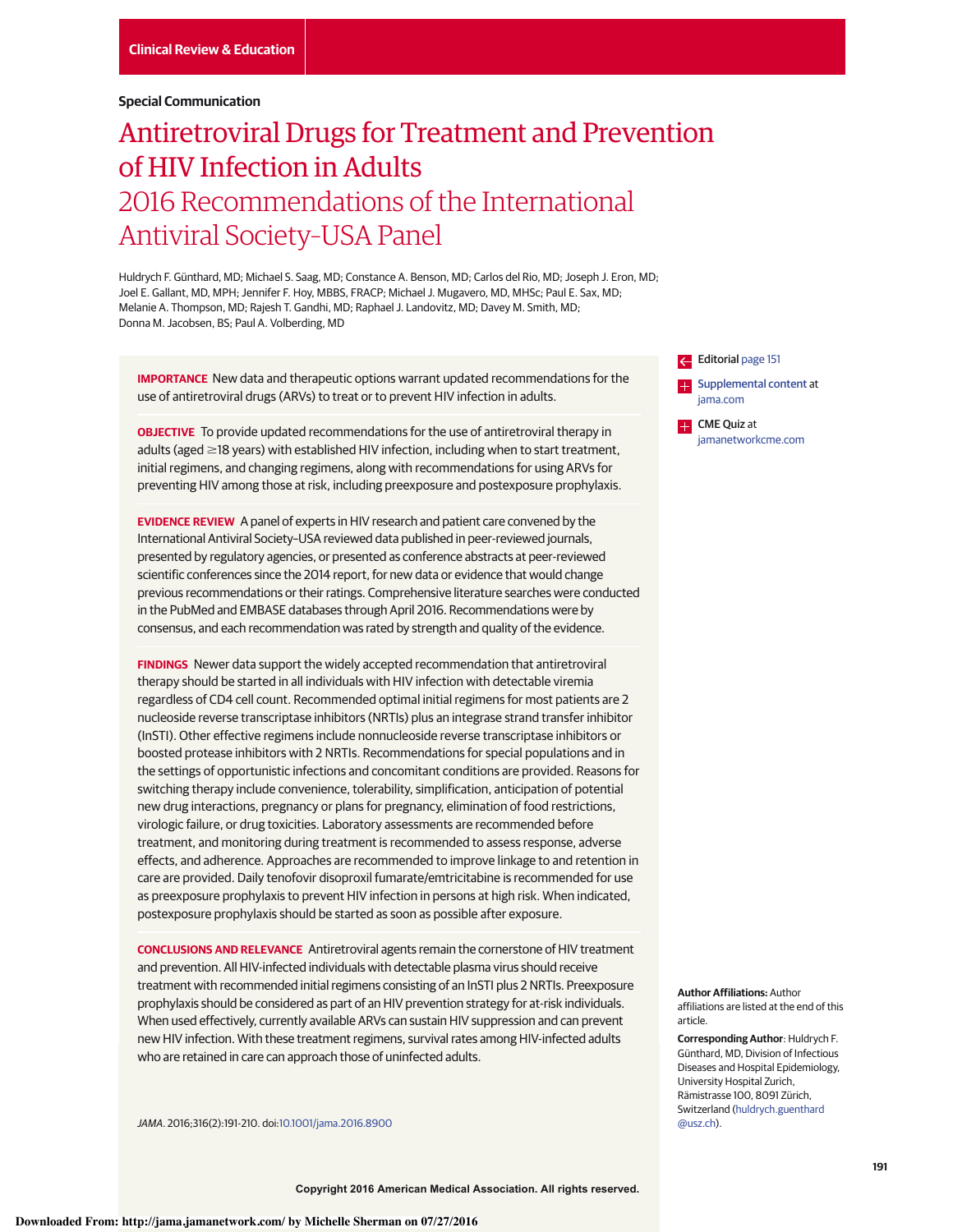Clinical Review & Education

**Special Communication**

# Antiretroviral Drugs for Treatment and Prevention of HIV Infection in Adults
## 2016 Recommendations of the International Antiviral Society–USA Panel

Huldrych F. Günthard, MD; Michael S. Saag, MD; Constance A. Benson, MD; Carlos del Rio, MD; Joseph J. Eron, MD; Joel E. Gallant, MD, MPH; Jennifer F. Hoy, MBBS, FRACP; Michael J. Mugavero, MD, MHSc; Paul E. Sax, MD; Melanie A. Thompson, MD; Rajesh T. Gandhi, MD; Raphael J. Landovitz, MD; Davey M. Smith, MD; Donna M. Jacobsen, BS; Paul A. Volberding, MD

**IMPORTANCE** New data and therapeutic options warrant updated recommendations for the use of antiretroviral drugs (ARVs) to treat or to prevent HIV infection in adults.

**OBJECTIVE** To provide updated recommendations for the use of antiretroviral therapy in adults (aged ≥18 years) with established HIV infection, including when to start treatment, initial regimens, and changing regimens, along with recommendations for using ARVs for preventing HIV among those at risk, including preexposure and postexposure prophylaxis.

**EVIDENCE REVIEW** A panel of experts in HIV research and patient care convened by the International Antiviral Society–USA reviewed data published in peer-reviewed journals, presented by regulatory agencies, or presented as conference abstracts at peer-reviewed scientific conferences since the 2014 report, for new data or evidence that would change previous recommendations or their ratings. Comprehensive literature searches were conducted in the PubMed and EMBASE databases through April 2016. Recommendations were by consensus, and each recommendation was rated by strength and quality of the evidence.

**FINDINGS** Newer data support the widely accepted recommendation that antiretroviral therapy should be started in all individuals with HIV infection with detectable viremia regardless of CD4 cell count. Recommended optimal initial regimens for most patients are 2 nucleoside reverse transcriptase inhibitors (NRTIs) plus an integrase strand transfer inhibitor (InSTI). Other effective regimens include nonnucleoside reverse transcriptase inhibitors or boosted protease inhibitors with 2 NRTIs. Recommendations for special populations and in the settings of opportunistic infections and concomitant conditions are provided. Reasons for switching therapy include convenience, tolerability, simplification, anticipation of potential new drug interactions, pregnancy or plans for pregnancy, elimination of food restrictions, virologic failure, or drug toxicities. Laboratory assessments are recommended before treatment, and monitoring during treatment is recommended to assess response, adverse effects, and adherence. Approaches are recommended to improve linkage to and retention in care are provided. Daily tenofovir disoproxil fumarate/emtricitabine is recommended for use as preexposure prophylaxis to prevent HIV infection in persons at high risk. When indicated, postexposure prophylaxis should be started as soon as possible after exposure.

**CONCLUSIONS AND RELEVANCE** Antiretroviral agents remain the cornerstone of HIV treatment and prevention. All HIV-infected individuals with detectable plasma virus should receive treatment with recommended initial regimens consisting of an InSTI plus 2 NRTIs. Preexposure prophylaxis should be considered as part of an HIV prevention strategy for at-risk individuals. When used effectively, currently available ARVs can sustain HIV suppression and can prevent new HIV infection. With these treatment regimens, survival rates among HIV-infected adults who are retained in care can approach those of uninfected adults.

*JAMA*. 2016;316(2):191-210. doi:10.1001/jama.2016.8900

Editorial page 151

Supplemental content at jama.com

CME Quiz at jamanetworkcme.com

**Author Affiliations:** Author affiliations are listed at the end of this article.

**Corresponding Author**: Huldrych F. Günthard, MD, Division of Infectious Diseases and Hospital Epidemiology, University Hospital Zurich, Rämistrasse 100, 8091 Zürich, Switzerland (huldrych.guenthard@usz.ch).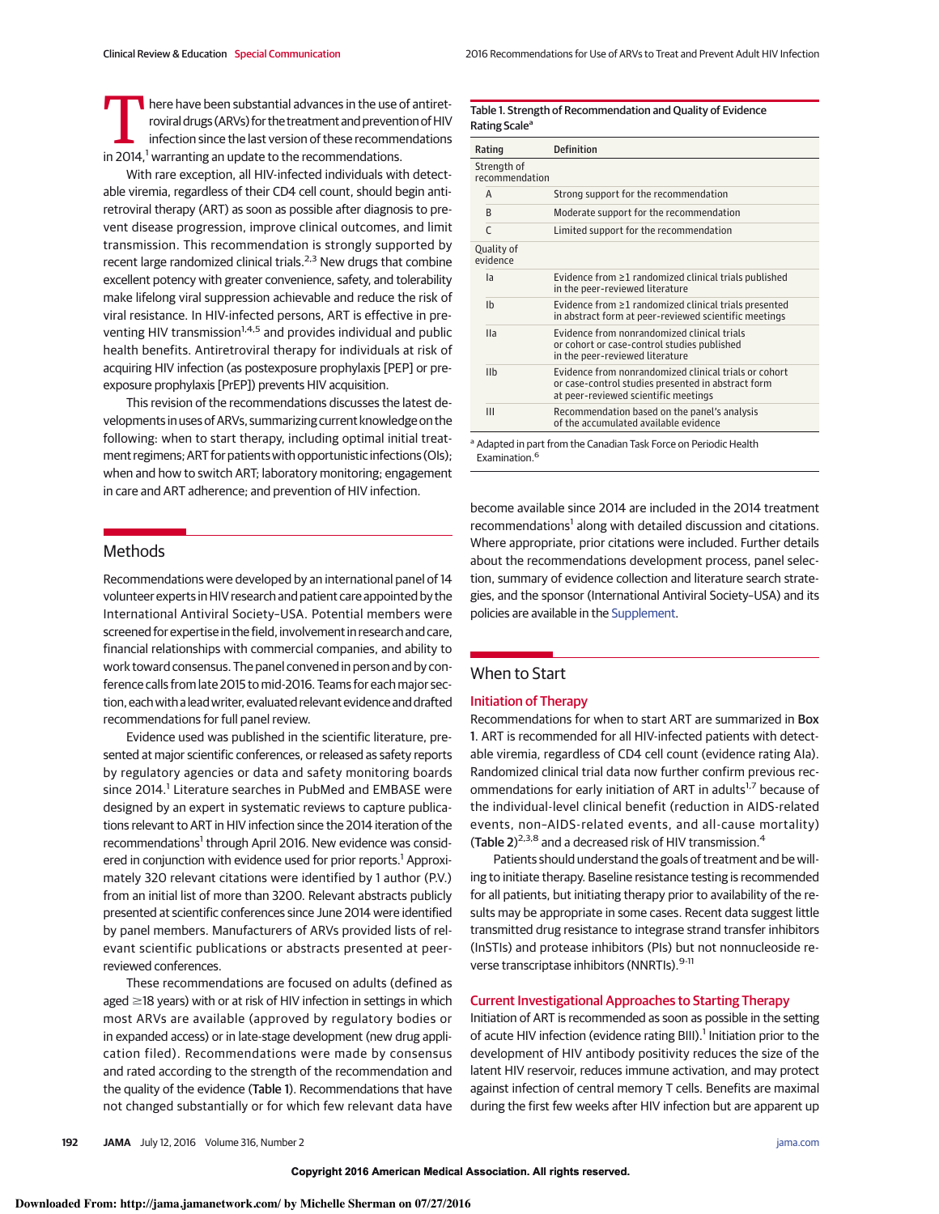There have been substantial advances in the use of antiretroviral drugs (ARVs) for the treatment and prevention of HIV infection since the last version of these recommendations in 2014,[1] warranting an update to the recommendations.

With rare exception, all HIV-infected individuals with detectable viremia, regardless of their CD4 cell count, should begin antiretroviral therapy (ART) as soon as possible after diagnosis to prevent disease progression, improve clinical outcomes, and limit transmission. This recommendation is strongly supported by recent large randomized clinical trials.[2,3] New drugs that combine excellent potency with greater convenience, safety, and tolerability make lifelong viral suppression achievable and reduce the risk of viral resistance. In HIV-infected persons, ART is effective in preventing HIV transmission[1,4,5] and provides individual and public health benefits. Antiretroviral therapy for individuals at risk of acquiring HIV infection (as postexposure prophylaxis [PEP] or preexposure prophylaxis [PrEP]) prevents HIV acquisition.

This revision of the recommendations discusses the latest developments in uses of ARVs, summarizing current knowledge on the following: when to start therapy, including optimal initial treatment regimens; ART for patients with opportunistic infections (OIs); when and how to switch ART; laboratory monitoring; engagement in care and ART adherence; and prevention of HIV infection.

## Methods

Recommendations were developed by an international panel of 14 volunteer experts in HIV research and patient care appointed by the International Antiviral Society–USA. Potential members were screened for expertise in the field, involvement in research and care, financial relationships with commercial companies, and ability to work toward consensus. The panel convened in person and by conference calls from late 2015 to mid-2016. Teams for each major section, each with a lead writer, evaluated relevant evidence and drafted recommendations for full panel review.

Evidence used was published in the scientific literature, presented at major scientific conferences, or released as safety reports by regulatory agencies or data and safety monitoring boards since 2014.[1] Literature searches in PubMed and EMBASE were designed by an expert in systematic reviews to capture publications relevant to ART in HIV infection since the 2014 iteration of the recommendations[1] through April 2016. New evidence was considered in conjunction with evidence used for prior reports.[1] Approximately 320 relevant citations were identified by 1 author (P.V.) from an initial list of more than 3200. Relevant abstracts publicly presented at scientific conferences since June 2014 were identified by panel members. Manufacturers of ARVs provided lists of relevant scientific publications or abstracts presented at peer-reviewed conferences.

These recommendations are focused on adults (defined as aged ≥18 years) with or at risk of HIV infection in settings in which most ARVs are available (approved by regulatory bodies or in expanded access) or in late-stage development (new drug application filed). Recommendations were made by consensus and rated according to the strength of the recommendation and the quality of the evidence (Table 1). Recommendations that have not changed substantially or for which few relevant data have become available since 2014 are included in the 2014 treatment recommendations[1] along with detailed discussion and citations. Where appropriate, prior citations were included. Further details about the recommendations development process, panel selection, summary of evidence collection and literature search strategies, and the sponsor (International Antiviral Society–USA) and its policies are available in the Supplement.

**Table 1. Strength of Recommendation and Quality of Evidence Rating Scale[a]**

| Rating | Definition |
|---|---|
| Strength of recommendation | |
| A | Strong support for the recommendation |
| B | Moderate support for the recommendation |
| C | Limited support for the recommendation |
| Quality of evidence | |
| Ia | Evidence from ≥1 randomized clinical trials published in the peer-reviewed literature |
| Ib | Evidence from ≥1 randomized clinical trials presented in abstract form at peer-reviewed scientific meetings |
| IIa | Evidence from nonrandomized clinical trials or cohort or case-control studies published in the peer-reviewed literature |
| IIb | Evidence from nonrandomized clinical trials or cohort or case-control studies presented in abstract form at peer-reviewed scientific meetings |
| III | Recommendation based on the panel's analysis of the accumulated available evidence |

[a] Adapted in part from the Canadian Task Force on Periodic Health Examination.[6]

## When to Start

### Initiation of Therapy

Recommendations for when to start ART are summarized in Box 1. ART is recommended for all HIV-infected patients with detectable viremia, regardless of CD4 cell count (evidence rating AIa). Randomized clinical trial data now further confirm previous recommendations for early initiation of ART in adults[1,7] because of the individual-level clinical benefit (reduction in AIDS-related events, non–AIDS-related events, and all-cause mortality) (Table 2)[2,3,8] and a decreased risk of HIV transmission.[4]

Patients should understand the goals of treatment and be willing to initiate therapy. Baseline resistance testing is recommended for all patients, but initiating therapy prior to availability of the results may be appropriate in some cases. Recent data suggest little transmitted drug resistance to integrase strand transfer inhibitors (InSTIs) and protease inhibitors (PIs) but not nonnucleoside reverse transcriptase inhibitors (NNRTIs).[9-11]

### Current Investigational Approaches to Starting Therapy

Initiation of ART is recommended as soon as possible in the setting of acute HIV infection (evidence rating BIII).[1] Initiation prior to the development of HIV antibody positivity reduces the size of the latent HIV reservoir, reduces immune activation, and may protect against infection of central memory T cells. Benefits are maximal during the first few weeks after HIV infection but are apparent up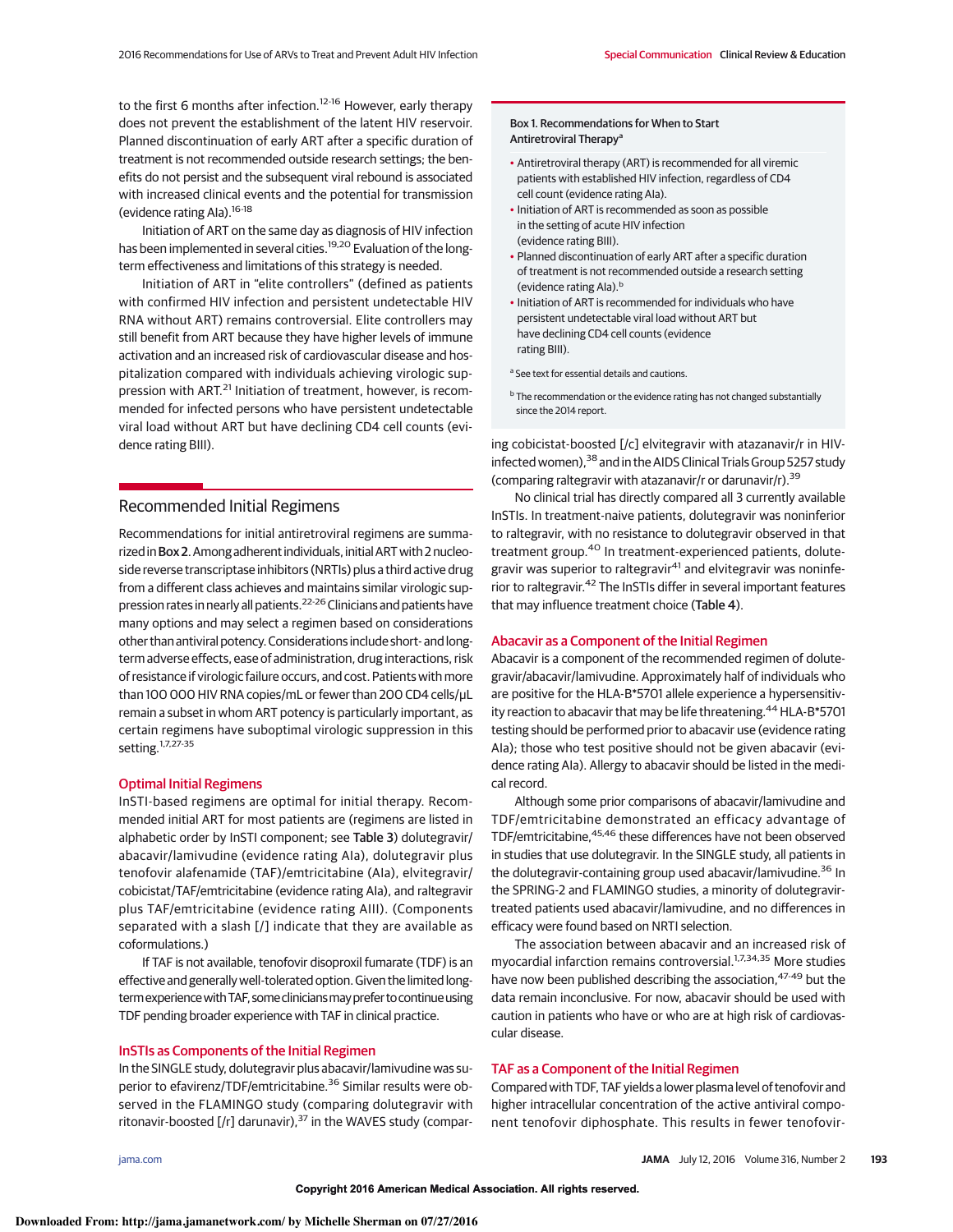to the first 6 months after infection.[12-16] However, early therapy does not prevent the establishment of the latent HIV reservoir. Planned discontinuation of early ART after a specific duration of treatment is not recommended outside research settings; the benefits do not persist and the subsequent viral rebound is associated with increased clinical events and the potential for transmission (evidence rating AIa).[16-18]

Initiation of ART on the same day as diagnosis of HIV infection has been implemented in several cities.[19,20] Evaluation of the long-term effectiveness and limitations of this strategy is needed.

Initiation of ART in "elite controllers" (defined as patients with confirmed HIV infection and persistent undetectable HIV RNA without ART) remains controversial. Elite controllers may still benefit from ART because they have higher levels of immune activation and an increased risk of cardiovascular disease and hospitalization compared with individuals achieving virologic suppression with ART.[21] Initiation of treatment, however, is recommended for infected persons who have persistent undetectable viral load without ART but have declining CD4 cell counts (evidence rating BIII).

**Box 1. Recommendations for When to Start Antiretroviral Therapy[a]**

- Antiretroviral therapy (ART) is recommended for all viremic patients with established HIV infection, regardless of CD4 cell count (evidence rating AIa).
- Initiation of ART is recommended as soon as possible in the setting of acute HIV infection (evidence rating BIII).
- Planned discontinuation of early ART after a specific duration of treatment is not recommended outside a research setting (evidence rating AIa).[b]
- Initiation of ART is recommended for individuals who have persistent undetectable viral load without ART but have declining CD4 cell counts (evidence rating BIII).

[a] See text for essential details and cautions.

[b] The recommendation or the evidence rating has not changed substantially since the 2014 report.

## Recommended Initial Regimens

Recommendations for initial antiretroviral regimens are summarized in **Box 2**. Among adherent individuals, initial ART with 2 nucleoside reverse transcriptase inhibitors (NRTIs) plus a third active drug from a different class achieves and maintains similar virologic suppression rates in nearly all patients.[22-26] Clinicians and patients have many options and may select a regimen based on considerations other than antiviral potency. Considerations include short- and long-term adverse effects, ease of administration, drug interactions, risk of resistance if virologic failure occurs, and cost. Patients with more than 100 000 HIV RNA copies/mL or fewer than 200 CD4 cells/μL remain a subset in whom ART potency is particularly important, as certain regimens have suboptimal virologic suppression in this setting.[1,7,27-35]

### Optimal Initial Regimens

InSTI-based regimens are optimal for initial therapy. Recommended initial ART for most patients are (regimens are listed in alphabetic order by InSTI component; see **Table 3**) dolutegravir/abacavir/lamivudine (evidence rating AIa), dolutegravir plus tenofovir alafenamide (TAF)/emtricitabine (AIa), elvitegravir/cobicistat/TAF/emtricitabine (evidence rating AIa), and raltegravir plus TAF/emtricitabine (evidence rating AIII). (Components separated with a slash [/] indicate that they are available as coformulations.)

If TAF is not available, tenofovir disoproxil fumarate (TDF) is an effective and generally well-tolerated option. Given the limited long-term experience with TAF, some clinicians may prefer to continue using TDF pending broader experience with TAF in clinical practice.

### InSTIs as Components of the Initial Regimen

In the SINGLE study, dolutegravir plus abacavir/lamivudine was superior to efavirenz/TDF/emtricitabine.[36] Similar results were observed in the FLAMINGO study (comparing dolutegravir with ritonavir-boosted [/r] darunavir),[37] in the WAVES study (comparing cobicistat-boosted [/c] elvitegravir with atazanavir/r in HIV-infected women),[38] and in the AIDS Clinical Trials Group 5257 study (comparing raltegravir with atazanavir/r or darunavir/r).[39]

No clinical trial has directly compared all 3 currently available InSTIs. In treatment-naive patients, dolutegravir was noninferior to raltegravir, with no resistance to dolutegravir observed in that treatment group.[40] In treatment-experienced patients, dolutegravir was superior to raltegravir[41] and elvitegravir was noninferior to raltegravir.[42] The InSTIs differ in several important features that may influence treatment choice (**Table 4**).

### Abacavir as a Component of the Initial Regimen

Abacavir is a component of the recommended regimen of dolutegravir/abacavir/lamivudine. Approximately half of individuals who are positive for the HLA-B*5701 allele experience a hypersensitivity reaction to abacavir that may be life threatening.[44] HLA-B*5701 testing should be performed prior to abacavir use (evidence rating AIa); those who test positive should not be given abacavir (evidence rating AIa). Allergy to abacavir should be listed in the medical record.

Although some prior comparisons of abacavir/lamivudine and TDF/emtricitabine demonstrated an efficacy advantage of TDF/emtricitabine,[45,46] these differences have not been observed in studies that use dolutegravir. In the SINGLE study, all patients in the dolutegravir-containing group used abacavir/lamivudine.[36] In the SPRING-2 and FLAMINGO studies, a minority of dolutegravir-treated patients used abacavir/lamivudine, and no differences in efficacy were found based on NRTI selection.

The association between abacavir and an increased risk of myocardial infarction remains controversial.[1,7,34,35] More studies have now been published describing the association,[47-49] but the data remain inconclusive. For now, abacavir should be used with caution in patients who have or who are at high risk of cardiovascular disease.

### TAF as a Component of the Initial Regimen

Compared with TDF, TAF yields a lower plasma level of tenofovir and higher intracellular concentration of the active antiviral component tenofovir diphosphate. This results in fewer tenofovir-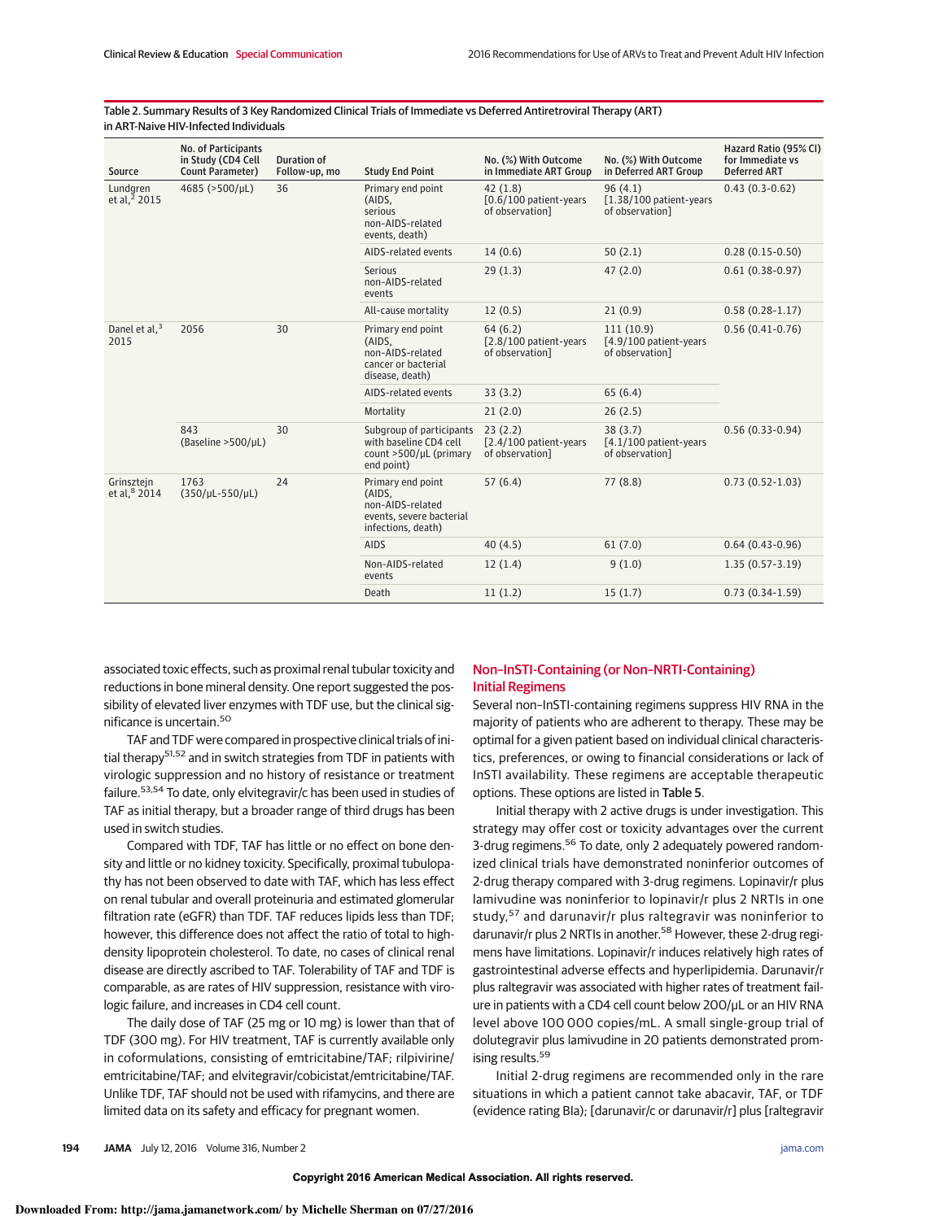Table 2. Summary Results of 3 Key Randomized Clinical Trials of Immediate vs Deferred Antiretroviral Therapy (ART) in ART-Naive HIV-Infected Individuals

| Source | No. of Participants in Study (CD4 Cell Count Parameter) | Duration of Follow-up, mo | Study End Point | No. (%) With Outcome in Immediate ART Group | No. (%) With Outcome in Deferred ART Group | Hazard Ratio (95% CI) for Immediate vs Deferred ART |
|---|---|---|---|---|---|---|
| Lundgren et al,[2] 2015 | 4685 (>500/μL) | 36 | Primary end point (AIDS, serious non-AIDS-related events, death) | 42 (1.8) [0.6/100 patient-years of observation] | 96 (4.1) [1.38/100 patient-years of observation] | 0.43 (0.3-0.62) |
| | | | AIDS-related events | 14 (0.6) | 50 (2.1) | 0.28 (0.15-0.50) |
| | | | Serious non-AIDS-related events | 29 (1.3) | 47 (2.0) | 0.61 (0.38-0.97) |
| | | | All-cause mortality | 12 (0.5) | 21 (0.9) | 0.58 (0.28-1.17) |
| Danel et al,[3] 2015 | 2056 | 30 | Primary end point (AIDS, non-AIDS-related cancer or bacterial disease, death) | 64 (6.2) [2.8/100 patient-years of observation] | 111 (10.9) [4.9/100 patient-years of observation] | 0.56 (0.41-0.76) |
| | | | AIDS-related events | 33 (3.2) | 65 (6.4) | |
| | | | Mortality | 21 (2.0) | 26 (2.5) | |
| | 843 (Baseline >500/μL) | 30 | Subgroup of participants with baseline CD4 cell count >500/μL (primary end point) | 23 (2.2) [2.4/100 patient-years of observation] | 38 (3.7) [4.1/100 patient-years of observation] | 0.56 (0.33-0.94) |
| Grinsztejn et al,[8] 2014 | 1763 (350/μL-550/μL) | 24 | Primary end point (AIDS, non-AIDS-related events, severe bacterial infections, death) | 57 (6.4) | 77 (8.8) | 0.73 (0.52-1.03) |
| | | | AIDS | 40 (4.5) | 61 (7.0) | 0.64 (0.43-0.96) |
| | | | Non-AIDS-related events | 12 (1.4) | 9 (1.0) | 1.35 (0.57-3.19) |
| | | | Death | 11 (1.2) | 15 (1.7) | 0.73 (0.34-1.59) |

associated toxic effects, such as proximal renal tubular toxicity and reductions in bone mineral density. One report suggested the possibility of elevated liver enzymes with TDF use, but the clinical significance is uncertain.[50]

TAF and TDF were compared in prospective clinical trials of initial therapy[51,52] and in switch strategies from TDF in patients with virologic suppression and no history of resistance or treatment failure.[53,54] To date, only elvitegravir/c has been used in studies of TAF as initial therapy, but a broader range of third drugs has been used in switch studies.

Compared with TDF, TAF has little or no effect on bone density and little or no kidney toxicity. Specifically, proximal tubulopathy has not been observed to date with TAF, which has less effect on renal tubular and overall proteinuria and estimated glomerular filtration rate (eGFR) than TDF. TAF reduces lipids less than TDF; however, this difference does not affect the ratio of total to high-density lipoprotein cholesterol. To date, no cases of clinical renal disease are directly ascribed to TAF. Tolerability of TAF and TDF is comparable, as are rates of HIV suppression, resistance with virologic failure, and increases in CD4 cell count.

The daily dose of TAF (25 mg or 10 mg) is lower than that of TDF (300 mg). For HIV treatment, TAF is currently available only in coformulations, consisting of emtricitabine/TAF; rilpivirine/emtricitabine/TAF; and elvitegravir/cobicistat/emtricitabine/TAF. Unlike TDF, TAF should not be used with rifamycins, and there are limited data on its safety and efficacy for pregnant women.

## Non–InSTI-Containing (or Non–NRTI-Containing) Initial Regimens

Several non–InSTI-containing regimens suppress HIV RNA in the majority of patients who are adherent to therapy. These may be optimal for a given patient based on individual clinical characteristics, preferences, or owing to financial considerations or lack of InSTI availability. These regimens are acceptable therapeutic options. These options are listed in Table 5.

Initial therapy with 2 active drugs is under investigation. This strategy may offer cost or toxicity advantages over the current 3-drug regimens.[56] To date, only 2 adequately powered randomized clinical trials have demonstrated noninferior outcomes of 2-drug therapy compared with 3-drug regimens. Lopinavir/r plus lamivudine was noninferior to lopinavir/r plus 2 NRTIs in one study,[57] and darunavir/r plus raltegravir was noninferior to darunavir/r plus 2 NRTIs in another.[58] However, these 2-drug regimens have limitations. Lopinavir/r induces relatively high rates of gastrointestinal adverse effects and hyperlipidemia. Darunavir/r plus raltegravir was associated with higher rates of treatment failure in patients with a CD4 cell count below 200/μL or an HIV RNA level above 100 000 copies/mL. A small single-group trial of dolutegravir plus lamivudine in 20 patients demonstrated promising results.[59]

Initial 2-drug regimens are recommended only in the rare situations in which a patient cannot take abacavir, TAF, or TDF (evidence rating BIa); [darunavir/c or darunavir/r] plus [raltegravir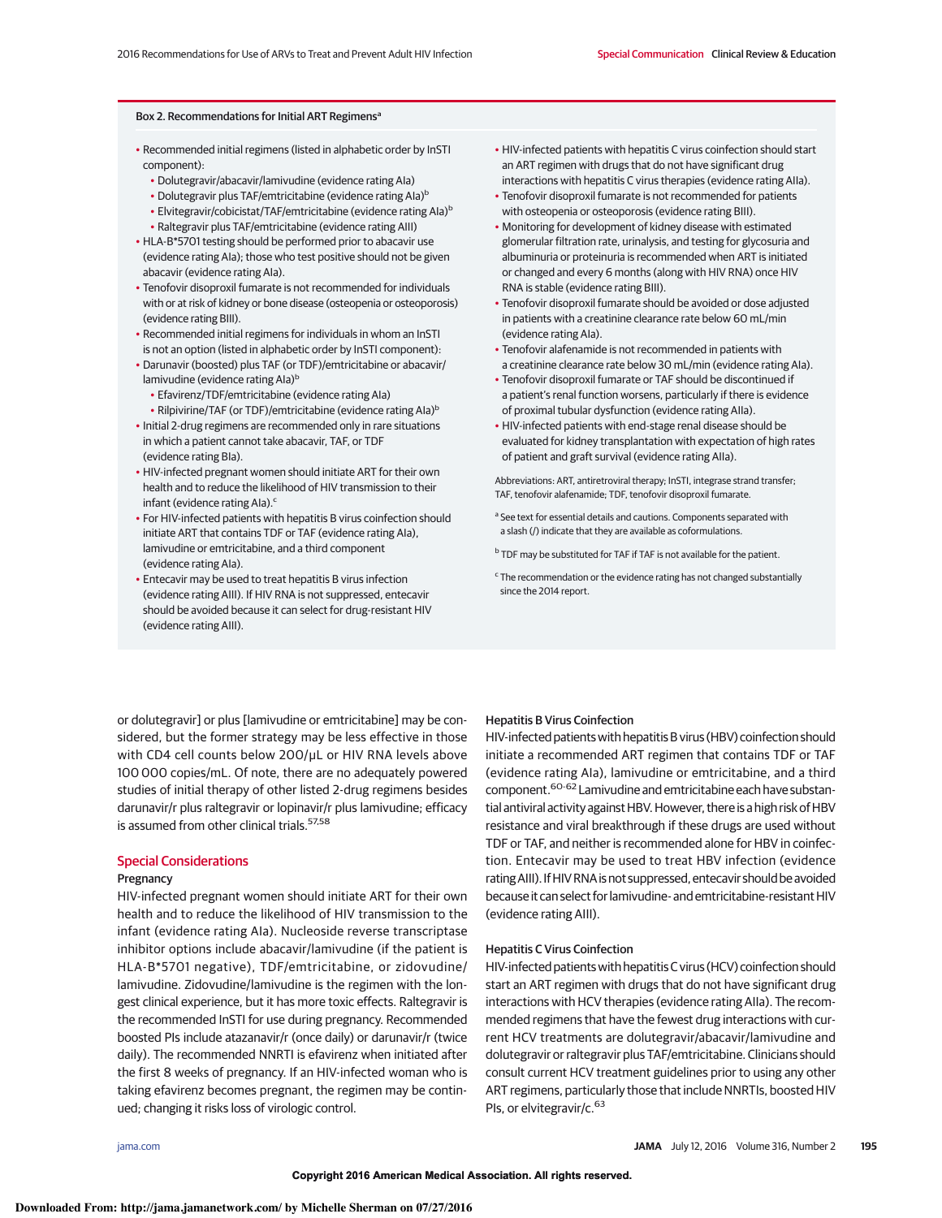### Box 2. Recommendations for Initial ART Regimens[a]

- Recommended initial regimens (listed in alphabetic order by InSTI component):
  - Dolutegravir/abacavir/lamivudine (evidence rating AIa)
  - Dolutegravir plus TAF/emtricitabine (evidence rating AIa)[b]
  - Elvitegravir/cobicistat/TAF/emtricitabine (evidence rating AIa)[b]
  - Raltegravir plus TAF/emtricitabine (evidence rating AIII)
- HLA-B*5701 testing should be performed prior to abacavir use (evidence rating AIa); those who test positive should not be given abacavir (evidence rating AIa).
- Tenofovir disoproxil fumarate is not recommended for individuals with or at risk of kidney or bone disease (osteopenia or osteoporosis) (evidence rating BIII).
- Recommended initial regimens for individuals in whom an InSTI is not an option (listed in alphabetic order by InSTI component):
- Darunavir (boosted) plus TAF (or TDF)/emtricitabine or abacavir/lamivudine (evidence rating AIa)[b]
  - Efavirenz/TDF/emtricitabine (evidence rating AIa)
  - Rilpivirine/TAF (or TDF)/emtricitabine (evidence rating AIa)[b]
- Initial 2-drug regimens are recommended only in rare situations in which a patient cannot take abacavir, TAF, or TDF (evidence rating BIa).
- HIV-infected pregnant women should initiate ART for their own health and to reduce the likelihood of HIV transmission to their infant (evidence rating AIa).[c]
- For HIV-infected patients with hepatitis B virus coinfection should initiate ART that contains TDF or TAF (evidence rating AIa), lamivudine or emtricitabine, and a third component (evidence rating AIa).
- Entecavir may be used to treat hepatitis B virus infection (evidence rating AIII). If HIV RNA is not suppressed, entecavir should be avoided because it can select for drug-resistant HIV (evidence rating AIII).
- HIV-infected patients with hepatitis C virus coinfection should start an ART regimen with drugs that do not have significant drug interactions with hepatitis C virus therapies (evidence rating AIIa).
- Tenofovir disoproxil fumarate is not recommended for patients with osteopenia or osteoporosis (evidence rating BIII).
- Monitoring for development of kidney disease with estimated glomerular filtration rate, urinalysis, and testing for glycosuria and albuminuria or proteinuria is recommended when ART is initiated or changed and every 6 months (along with HIV RNA) once HIV RNA is stable (evidence rating BIII).
- Tenofovir disoproxil fumarate should be avoided or dose adjusted in patients with a creatinine clearance rate below 60 mL/min (evidence rating AIa).
- Tenofovir alafenamide is not recommended in patients with a creatinine clearance rate below 30 mL/min (evidence rating AIa).
- Tenofovir disoproxil fumarate or TAF should be discontinued if a patient's renal function worsens, particularly if there is evidence of proximal tubular dysfunction (evidence rating AIIa).
- HIV-infected patients with end-stage renal disease should be evaluated for kidney transplantation with expectation of high rates of patient and graft survival (evidence rating AIIa).

Abbreviations: ART, antiretroviral therapy; InSTI, integrase strand transfer; TAF, tenofovir alafenamide; TDF, tenofovir disoproxil fumarate.

[a] See text for essential details and cautions. Components separated with a slash (/) indicate that they are available as coformulations.

[b] TDF may be substituted for TAF if TAF is not available for the patient.

[c] The recommendation or the evidence rating has not changed substantially since the 2014 report.

or dolutegravir] or plus [lamivudine or emtricitabine] may be considered, but the former strategy may be less effective in those with CD4 cell counts below 200/μL or HIV RNA levels above 100 000 copies/mL. Of note, there are no adequately powered studies of initial therapy of other listed 2-drug regimens besides darunavir/r plus raltegravir or lopinavir/r plus lamivudine; efficacy is assumed from other clinical trials.[57,58]

## Special Considerations

### Pregnancy

HIV-infected pregnant women should initiate ART for their own health and to reduce the likelihood of HIV transmission to the infant (evidence rating AIa). Nucleoside reverse transcriptase inhibitor options include abacavir/lamivudine (if the patient is HLA-B*5701 negative), TDF/emtricitabine, or zidovudine/lamivudine. Zidovudine/lamivudine is the regimen with the longest clinical experience, but it has more toxic effects. Raltegravir is the recommended InSTI for use during pregnancy. Recommended boosted PIs include atazanavir/r (once daily) or darunavir/r (twice daily). The recommended NNRTI is efavirenz when initiated after the first 8 weeks of pregnancy. If an HIV-infected woman who is taking efavirenz becomes pregnant, the regimen may be continued; changing it risks loss of virologic control.

### Hepatitis B Virus Coinfection

HIV-infected patients with hepatitis B virus (HBV) coinfection should initiate a recommended ART regimen that contains TDF or TAF (evidence rating AIa), lamivudine or emtricitabine, and a third component.[60-62] Lamivudine and emtricitabine each have substantial antiviral activity against HBV. However, there is a high risk of HBV resistance and viral breakthrough if these drugs are used without TDF or TAF, and neither is recommended alone for HBV in coinfection. Entecavir may be used to treat HBV infection (evidence rating AIII). If HIV RNA is not suppressed, entecavir should be avoided because it can select for lamivudine- and emtricitabine-resistant HIV (evidence rating AIII).

### Hepatitis C Virus Coinfection

HIV-infected patients with hepatitis C virus (HCV) coinfection should start an ART regimen with drugs that do not have significant drug interactions with HCV therapies (evidence rating AIIa). The recommended regimens that have the fewest drug interactions with current HCV treatments are dolutegravir/abacavir/lamivudine and dolutegravir or raltegravir plus TAF/emtricitabine. Clinicians should consult current HCV treatment guidelines prior to using any other ART regimens, particularly those that include NNRTIs, boosted HIV PIs, or elvitegravir/c.[63]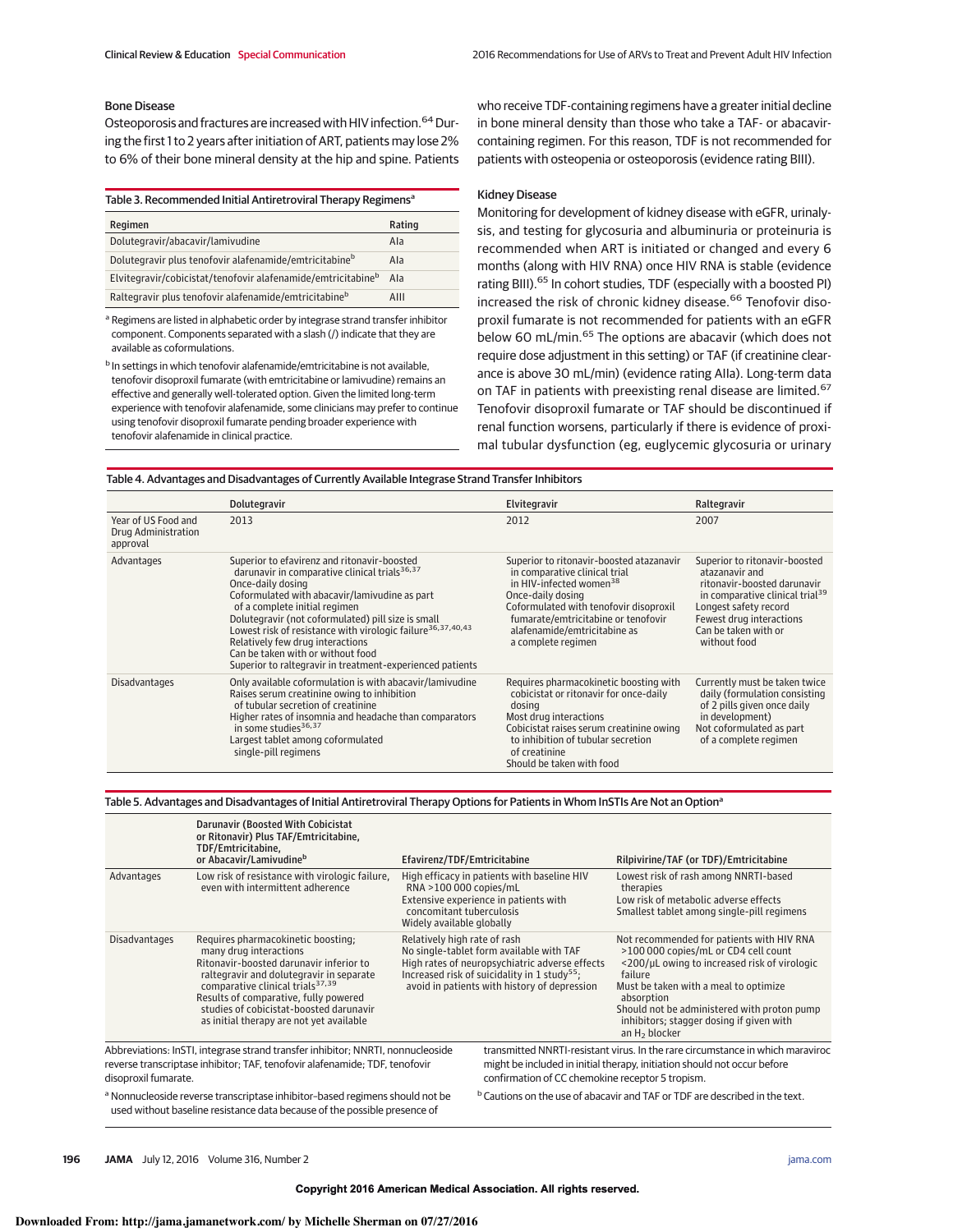### Bone Disease

Osteoporosis and fractures are increased with HIV infection.[64] During the first 1 to 2 years after initiation of ART, patients may lose 2% to 6% of their bone mineral density at the hip and spine. Patients who receive TDF-containing regimens have a greater initial decline in bone mineral density than those who take a TAF- or abacavir-containing regimen. For this reason, TDF is not recommended for patients with osteopenia or osteoporosis (evidence rating BIII).

Table 3. Recommended Initial Antiretroviral Therapy Regimens[a]

| Regimen | Rating |
|---|---|
| Dolutegravir/abacavir/lamivudine | AIa |
| Dolutegravir plus tenofovir alafenamide/emtricitabine[b] | AIa |
| Elvitegravir/cobicistat/tenofovir alafenamide/emtricitabine[b] | AIa |
| Raltegravir plus tenofovir alafenamide/emtricitabine[b] | AIII |

[a] Regimens are listed in alphabetic order by integrase strand transfer inhibitor component. Components separated with a slash (/) indicate that they are available as coformulations.

[b] In settings in which tenofovir alafenamide/emtricitabine is not available, tenofovir disoproxil fumarate (with emtricitabine or lamivudine) remains an effective and generally well-tolerated option. Given the limited long-term experience with tenofovir alafenamide, some clinicians may prefer to continue using tenofovir disoproxil fumarate pending broader experience with tenofovir alafenamide in clinical practice.

### Kidney Disease

Monitoring for development of kidney disease with eGFR, urinalysis, and testing for glycosuria and albuminuria or proteinuria is recommended when ART is initiated or changed and every 6 months (along with HIV RNA) once HIV RNA is stable (evidence rating BIII).[65] In cohort studies, TDF (especially with a boosted PI) increased the risk of chronic kidney disease.[66] Tenofovir disoproxil fumarate is not recommended for patients with an eGFR below 60 mL/min.[65] The options are abacavir (which does not require dose adjustment in this setting) or TAF (if creatinine clearance is above 30 mL/min) (evidence rating AIIa). Long-term data on TAF in patients with preexisting renal disease are limited.[67] Tenofovir disoproxil fumarate or TAF should be discontinued if renal function worsens, particularly if there is evidence of proximal tubular dysfunction (eg, euglycemic glycosuria or urinary

Table 4. Advantages and Disadvantages of Currently Available Integrase Strand Transfer Inhibitors

| | Dolutegravir | Elvitegravir | Raltegravir |
|---|---|---|---|
| Year of US Food and Drug Administration approval | 2013 | 2012 | 2007 |
| Advantages | Superior to efavirenz and ritonavir-boosted darunavir in comparative clinical trials[36,37]<br>Once-daily dosing<br>Coformulated with abacavir/lamivudine as part of a complete initial regimen<br>Dolutegravir (not coformulated) pill size is small<br>Lowest risk of resistance with virologic failure[36,37,40,43]<br>Relatively few drug interactions<br>Can be taken with or without food<br>Superior to raltegravir in treatment-experienced patients | Superior to ritonavir-boosted atazanavir in comparative clinical trial in HIV-infected women[38]<br>Once-daily dosing<br>Coformulated with tenofovir disoproxil fumarate/emtricitabine or tenofovir alafenamide/emtricitabine as a complete regimen | Superior to ritonavir-boosted atazanavir and ritonavir-boosted darunavir in comparative clinical trial[39]<br>Longest safety record<br>Fewest drug interactions<br>Can be taken with or without food |
| Disadvantages | Only available coformulation is with abacavir/lamivudine<br>Raises serum creatinine owing to inhibition of tubular secretion of creatinine<br>Higher rates of insomnia and headache than comparators in some studies[36,37]<br>Largest tablet among coformulated single-pill regimens | Requires pharmacokinetic boosting with cobicistat or ritonavir for once-daily dosing<br>Most drug interactions<br>Cobicistat raises serum creatinine owing to inhibition of tubular secretion of creatinine<br>Should be taken with food | Currently must be taken twice daily (formulation consisting of 2 pills given once daily in development)<br>Not coformulated as part of a complete regimen |

Table 5. Advantages and Disadvantages of Initial Antiretroviral Therapy Options for Patients in Whom InSTIs Are Not an Option[a]

| | Darunavir (Boosted With Cobicistat or Ritonavir) Plus TAF/Emtricitabine, TDF/Emtricitabine, or Abacavir/Lamivudine[b] | Efavirenz/TDF/Emtricitabine | Rilpivirine/TAF (or TDF)/Emtricitabine |
|---|---|---|---|
| Advantages | Low risk of resistance with virologic failure, even with intermittent adherence | High efficacy in patients with baseline HIV RNA >100 000 copies/mL<br>Extensive experience in patients with concomitant tuberculosis<br>Widely available globally | Lowest risk of rash among NNRTI-based therapies<br>Low risk of metabolic adverse effects<br>Smallest tablet among single-pill regimens |
| Disadvantages | Requires pharmacokinetic boosting; many drug interactions<br>Ritonavir-boosted darunavir inferior to raltegravir and dolutegravir in separate comparative clinical trials[37,39]<br>Results of comparative, fully powered studies of cobicistat-boosted darunavir as initial therapy are not yet available | Relatively high rate of rash<br>No single-tablet form available with TAF<br>High rates of neuropsychiatric adverse effects<br>Increased risk of suicidality in 1 study[55]; avoid in patients with history of depression | Not recommended for patients with HIV RNA >100 000 copies/mL or CD4 cell count <200/μL owing to increased risk of virologic failure<br>Must be taken with a meal to optimize absorption<br>Should not be administered with proton pump inhibitors; stagger dosing if given with an $H_2$ blocker |

Abbreviations: InSTI, integrase strand transfer inhibitor; NNRTI, nonnucleoside reverse transcriptase inhibitor; TAF, tenofovir alafenamide; TDF, tenofovir disoproxil fumarate.

[a] Nonnucleoside reverse transcriptase inhibitor–based regimens should not be used without baseline resistance data because of the possible presence of transmitted NNRTI-resistant virus. In the rare circumstance in which maraviroc might be included in initial therapy, initiation should not occur before confirmation of CC chemokine receptor 5 tropism.

[b] Cautions on the use of abacavir and TAF or TDF are described in the text.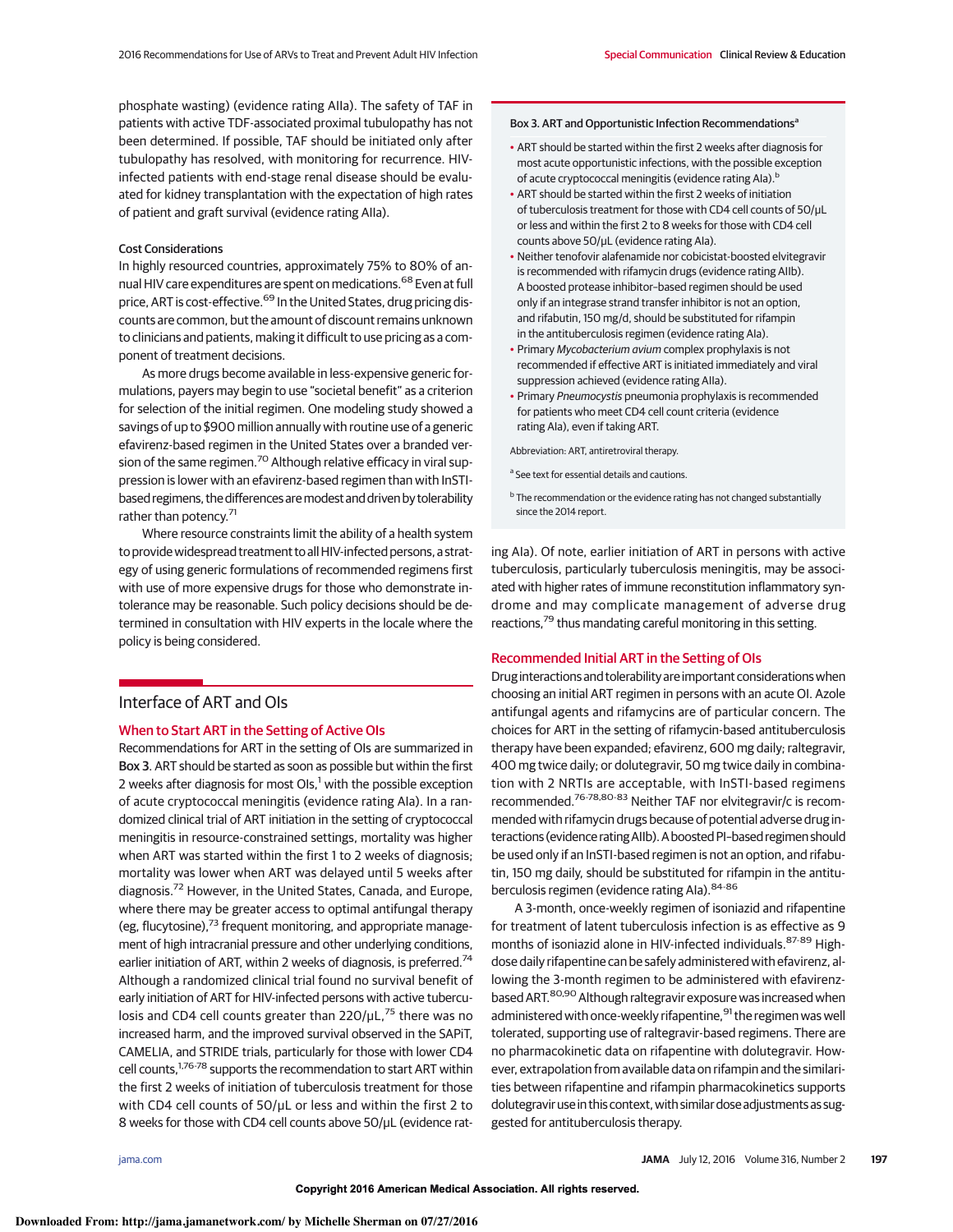phosphate wasting) (evidence rating AIIa). The safety of TAF in patients with active TDF-associated proximal tubulopathy has not been determined. If possible, TAF should be initiated only after tubulopathy has resolved, with monitoring for recurrence. HIV-infected patients with end-stage renal disease should be evaluated for kidney transplantation with the expectation of high rates of patient and graft survival (evidence rating AIIa).

### Cost Considerations

In highly resourced countries, approximately 75% to 80% of annual HIV care expenditures are spent on medications.[68] Even at full price, ART is cost-effective.[69] In the United States, drug pricing discounts are common, but the amount of discount remains unknown to clinicians and patients, making it difficult to use pricing as a component of treatment decisions.

As more drugs become available in less-expensive generic formulations, payers may begin to use "societal benefit" as a criterion for selection of the initial regimen. One modeling study showed a savings of up to $900 million annually with routine use of a generic efavirenz-based regimen in the United States over a branded version of the same regimen.[70] Although relative efficacy in viral suppression is lower with an efavirenz-based regimen than with InSTI-based regimens, the differences are modest and driven by tolerability rather than potency.[71]

Where resource constraints limit the ability of a health system to provide widespread treatment to all HIV-infected persons, a strategy of using generic formulations of recommended regimens first with use of more expensive drugs for those who demonstrate intolerance may be reasonable. Such policy decisions should be determined in consultation with HIV experts in the locale where the policy is being considered.

## Interface of ART and OIs

### When to Start ART in the Setting of Active OIs

Recommendations for ART in the setting of OIs are summarized in Box 3. ART should be started as soon as possible but within the first 2 weeks after diagnosis for most OIs,[1] with the possible exception of acute cryptococcal meningitis (evidence rating AIa). In a randomized clinical trial of ART initiation in the setting of cryptococcal meningitis in resource-constrained settings, mortality was higher when ART was started within the first 1 to 2 weeks of diagnosis; mortality was lower when ART was delayed until 5 weeks after diagnosis.[72] However, in the United States, Canada, and Europe, where there may be greater access to optimal antifungal therapy (eg, flucytosine),[73] frequent monitoring, and appropriate management of high intracranial pressure and other underlying conditions, earlier initiation of ART, within 2 weeks of diagnosis, is preferred.[74] Although a randomized clinical trial found no survival benefit of early initiation of ART for HIV-infected persons with active tuberculosis and CD4 cell counts greater than 220/μL,[75] there was no increased harm, and the improved survival observed in the SAPiT, CAMELIA, and STRIDE trials, particularly for those with lower CD4 cell counts,[1,76-78] supports the recommendation to start ART within the first 2 weeks of initiation of tuberculosis treatment for those with CD4 cell counts of 50/μL or less and within the first 2 to 8 weeks for those with CD4 cell counts above 50/μL (evidence rating AIa). Of note, earlier initiation of ART in persons with active tuberculosis, particularly tuberculosis meningitis, may be associated with higher rates of immune reconstitution inflammatory syndrome and may complicate management of adverse drug reactions,[79] thus mandating careful monitoring in this setting.

> **Box 3. ART and Opportunistic Infection Recommendations[a]**
>
> - ART should be started within the first 2 weeks after diagnosis for most acute opportunistic infections, with the possible exception of acute cryptococcal meningitis (evidence rating AIa).[b]
> - ART should be started within the first 2 weeks of initiation of tuberculosis treatment for those with CD4 cell counts of 50/μL or less and within the first 2 to 8 weeks for those with CD4 cell counts above 50/μL (evidence rating AIa).
> - Neither tenofovir alafenamide nor cobicistat-boosted elvitegravir is recommended with rifamycin drugs (evidence rating AIIb). A boosted protease inhibitor–based regimen should be used only if an integrase strand transfer inhibitor is not an option, and rifabutin, 150 mg/d, should be substituted for rifampin in the antituberculosis regimen (evidence rating AIa).
> - Primary *Mycobacterium avium* complex prophylaxis is not recommended if effective ART is initiated immediately and viral suppression achieved (evidence rating AIIa).
> - Primary *Pneumocystis* pneumonia prophylaxis is recommended for patients who meet CD4 cell count criteria (evidence rating AIa), even if taking ART.
>
> Abbreviation: ART, antiretroviral therapy.
>
> [a] See text for essential details and cautions.
>
> [b] The recommendation or the evidence rating has not changed substantially since the 2014 report.

### Recommended Initial ART in the Setting of OIs

Drug interactions and tolerability are important considerations when choosing an initial ART regimen in persons with an acute OI. Azole antifungal agents and rifamycins are of particular concern. The choices for ART in the setting of rifamycin-based antituberculosis therapy have been expanded; efavirenz, 600 mg daily; raltegravir, 400 mg twice daily; or dolutegravir, 50 mg twice daily in combination with 2 NRTIs are acceptable, with InSTI-based regimens recommended.[76-78,80-83] Neither TAF nor elvitegravir/c is recommended with rifamycin drugs because of potential adverse drug interactions (evidence rating AIIb). A boosted PI–based regimen should be used only if an InSTI-based regimen is not an option, and rifabutin, 150 mg daily, should be substituted for rifampin in the antituberculosis regimen (evidence rating AIa).[84-86]

A 3-month, once-weekly regimen of isoniazid and rifapentine for treatment of latent tuberculosis infection is as effective as 9 months of isoniazid alone in HIV-infected individuals.[87-89] High-dose daily rifapentine can be safely administered with efavirenz, allowing the 3-month regimen to be administered with efavirenz-based ART.[80,90] Although raltegravir exposure was increased when administered with once-weekly rifapentine,[91] the regimen was well tolerated, supporting use of raltegravir-based regimens. There are no pharmacokinetic data on rifapentine with dolutegravir. However, extrapolation from available data on rifampin and the similarities between rifapentine and rifampin pharmacokinetics supports dolutegravir use in this context, with similar dose adjustments as suggested for antituberculosis therapy.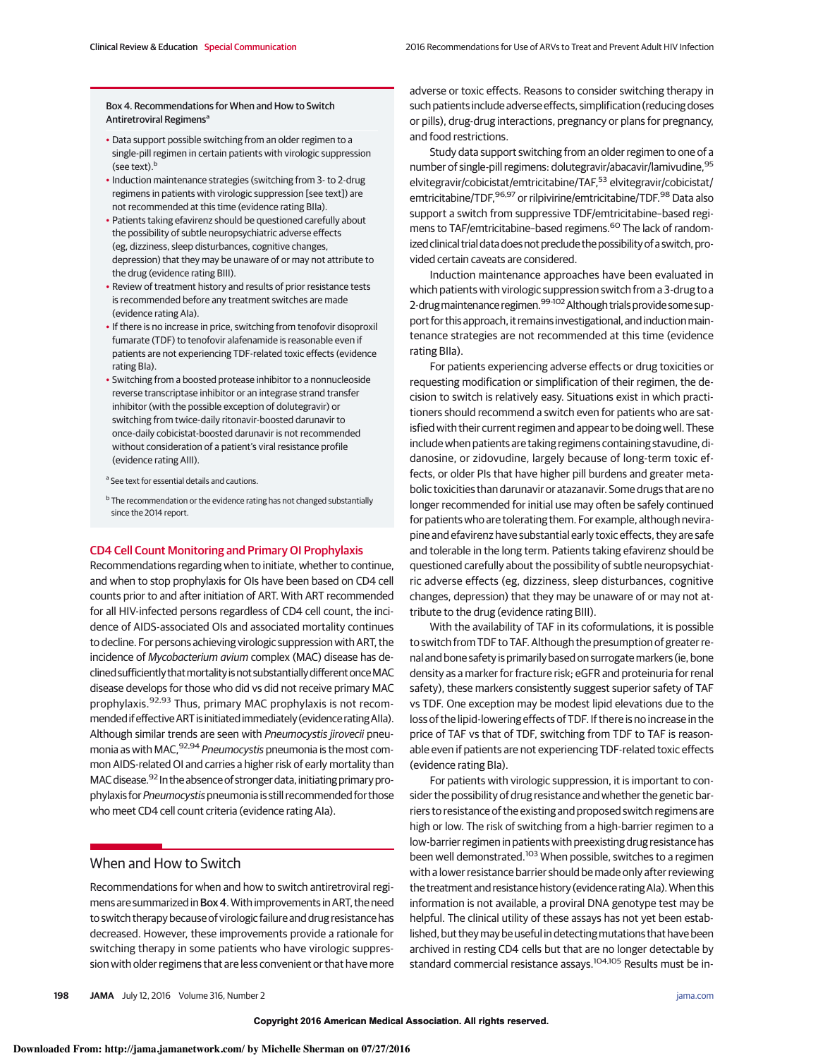**Box 4. Recommendations for When and How to Switch Antiretroviral Regimens**[a]

- Data support possible switching from an older regimen to a single-pill regimen in certain patients with virologic suppression (see text).[b]
- Induction maintenance strategies (switching from 3- to 2-drug regimens in patients with virologic suppression [see text]) are not recommended at this time (evidence rating BIIa).
- Patients taking efavirenz should be questioned carefully about the possibility of subtle neuropsychiatric adverse effects (eg, dizziness, sleep disturbances, cognitive changes, depression) that they may be unaware of or may not attribute to the drug (evidence rating BIII).
- Review of treatment history and results of prior resistance tests is recommended before any treatment switches are made (evidence rating AIa).
- If there is no increase in price, switching from tenofovir disoproxil fumarate (TDF) to tenofovir alafenamide is reasonable even if patients are not experiencing TDF-related toxic effects (evidence rating BIa).
- Switching from a boosted protease inhibitor to a nonnucleoside reverse transcriptase inhibitor or an integrase strand transfer inhibitor (with the possible exception of dolutegravir) or switching from twice-daily ritonavir-boosted darunavir to once-daily cobicistat-boosted darunavir is not recommended without consideration of a patient's viral resistance profile (evidence rating AIII).

[a] See text for essential details and cautions.

[b] The recommendation or the evidence rating has not changed substantially since the 2014 report.

## CD4 Cell Count Monitoring and Primary OI Prophylaxis

Recommendations regarding when to initiate, whether to continue, and when to stop prophylaxis for OIs have been based on CD4 cell counts prior to and after initiation of ART. With ART recommended for all HIV-infected persons regardless of CD4 cell count, the incidence of AIDS-associated OIs and associated mortality continues to decline. For persons achieving virologic suppression with ART, the incidence of *Mycobacterium avium* complex (MAC) disease has declined sufficiently that mortality is not substantially different once MAC disease develops for those who did vs did not receive primary MAC prophylaxis.[92,93] Thus, primary MAC prophylaxis is not recommended if effective ART is initiated immediately (evidence rating AIIa). Although similar trends are seen with *Pneumocystis jirovecii* pneumonia as with MAC,[92,94] *Pneumocystis* pneumonia is the most common AIDS-related OI and carries a higher risk of early mortality than MAC disease.[92] In the absence of stronger data, initiating primary prophylaxis for *Pneumocystis* pneumonia is still recommended for those who meet CD4 cell count criteria (evidence rating AIa).

## When and How to Switch

Recommendations for when and how to switch antiretroviral regimens are summarized in Box 4. With improvements in ART, the need to switch therapy because of virologic failure and drug resistance has decreased. However, these improvements provide a rationale for switching therapy in some patients who have virologic suppression with older regimens that are less convenient or that have more adverse or toxic effects. Reasons to consider switching therapy in such patients include adverse effects, simplification (reducing doses or pills), drug-drug interactions, pregnancy or plans for pregnancy, and food restrictions.

Study data support switching from an older regimen to one of a number of single-pill regimens: dolutegravir/abacavir/lamivudine,[95] elvitegravir/cobicistat/emtricitabine/TAF,[53] elvitegravir/cobicistat/emtricitabine/TDF,[96,97] or rilpivirine/emtricitabine/TDF.[98] Data also support a switch from suppressive TDF/emtricitabine–based regimens to TAF/emtricitabine–based regimens.[60] The lack of randomized clinical trial data does not preclude the possibility of a switch, provided certain caveats are considered.

Induction maintenance approaches have been evaluated in which patients with virologic suppression switch from a 3-drug to a 2-drug maintenance regimen.[99-102] Although trials provide some support for this approach, it remains investigational, and induction maintenance strategies are not recommended at this time (evidence rating BIIa).

For patients experiencing adverse effects or drug toxicities or requesting modification or simplification of their regimen, the decision to switch is relatively easy. Situations exist in which practitioners should recommend a switch even for patients who are satisfied with their current regimen and appear to be doing well. These include when patients are taking regimens containing stavudine, didanosine, or zidovudine, largely because of long-term toxic effects, or older PIs that have higher pill burdens and greater metabolic toxicities than darunavir or atazanavir. Some drugs that are no longer recommended for initial use may often be safely continued for patients who are tolerating them. For example, although nevirapine and efavirenz have substantial early toxic effects, they are safe and tolerable in the long term. Patients taking efavirenz should be questioned carefully about the possibility of subtle neuropsychiatric adverse effects (eg, dizziness, sleep disturbances, cognitive changes, depression) that they may be unaware of or may not attribute to the drug (evidence rating BIII).

With the availability of TAF in its coformulations, it is possible to switch from TDF to TAF. Although the presumption of greater renal and bone safety is primarily based on surrogate markers (ie, bone density as a marker for fracture risk; eGFR and proteinuria for renal safety), these markers consistently suggest superior safety of TAF vs TDF. One exception may be modest lipid elevations due to the loss of the lipid-lowering effects of TDF. If there is no increase in the price of TAF vs that of TDF, switching from TDF to TAF is reasonable even if patients are not experiencing TDF-related toxic effects (evidence rating BIa).

For patients with virologic suppression, it is important to consider the possibility of drug resistance and whether the genetic barriers to resistance of the existing and proposed switch regimens are high or low. The risk of switching from a high-barrier regimen to a low-barrier regimen in patients with preexisting drug resistance has been well demonstrated.[103] When possible, switches to a regimen with a lower resistance barrier should be made only after reviewing the treatment and resistance history (evidence rating AIa). When this information is not available, a proviral DNA genotype test may be helpful. The clinical utility of these assays has not yet been established, but they may be useful in detecting mutations that have been archived in resting CD4 cells but that are no longer detectable by standard commercial resistance assays.[104,105] Results must be in-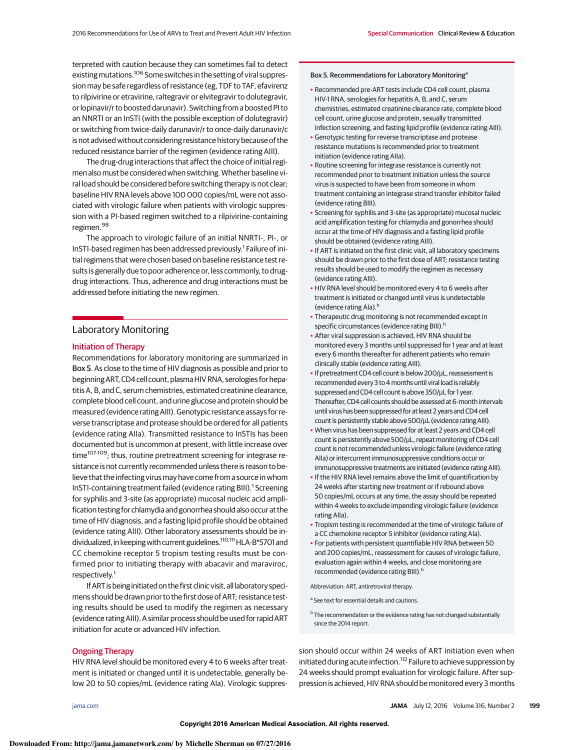terpreted with caution because they can sometimes fail to detect existing mutations.[106] Some switches in the setting of viral suppression may be safe regardless of resistance (eg, TDF to TAF, efavirenz to rilpivirine or etravirine, raltegravir or elvitegravir to dolutegravir, or lopinavir/r to boosted darunavir). Switching from a boosted PI to an NNRTI or an InSTI (with the possible exception of dolutegravir) or switching from twice-daily darunavir/r to once-daily darunavir/c is not advised without considering resistance history because of the reduced resistance barrier of the regimen (evidence rating AIII).

The drug-drug interactions that affect the choice of initial regimen also must be considered when switching. Whether baseline viral load should be considered before switching therapy is not clear; baseline HIV RNA levels above 100 000 copies/mL were not associated with virologic failure when patients with virologic suppression with a PI-based regimen switched to a rilpivirine-containing regimen.[98]

The approach to virologic failure of an initial NNRTI-, PI-, or InSTI-based regimen has been addressed previously.[1] Failure of initial regimens that were chosen based on baseline resistance test results is generally due to poor adherence or, less commonly, to drug-drug interactions. Thus, adherence and drug interactions must be addressed before initiating the new regimen.

## Laboratory Monitoring

### Initiation of Therapy

Recommendations for laboratory monitoring are summarized in **Box 5**. As close to the time of HIV diagnosis as possible and prior to beginning ART, CD4 cell count, plasma HIV RNA, serologies for hepatitis A, B, and C, serum chemistries, estimated creatinine clearance, complete blood cell count, and urine glucose and protein should be measured (evidence rating AIII). Genotypic resistance assays for reverse transcriptase and protease should be ordered for all patients (evidence rating AIIa). Transmitted resistance to InSTIs has been documented but is uncommon at present, with little increase over time[107-109]; thus, routine pretreatment screening for integrase resistance is not currently recommended unless there is reason to believe that the infecting virus may have come from a source in whom InSTI-containing treatment failed (evidence rating BIII).[1] Screening for syphilis and 3-site (as appropriate) mucosal nucleic acid amplification testing for chlamydia and gonorrhea should also occur at the time of HIV diagnosis, and a fasting lipid profile should be obtained (evidence rating AIII). Other laboratory assessments should be individualized, in keeping with current guidelines.[110,111] HLA-B*5701 and CC chemokine receptor 5 tropism testing results must be confirmed prior to initiating therapy with abacavir and maraviroc, respectively.[1]

If ART is being initiated on the first clinic visit, all laboratory specimens should be drawn prior to the first dose of ART; resistance testing results should be used to modify the regimen as necessary (evidence rating AIII). A similar process should be used for rapid ART initiation for acute or advanced HIV infection.

### Ongoing Therapy

HIV RNA level should be monitored every 4 to 6 weeks after treatment is initiated or changed until it is undetectable, generally below 20 to 50 copies/mL (evidence rating AIa). Virologic suppression should occur within 24 weeks of ART initiation even when initiated during acute infection.[112] Failure to achieve suppression by 24 weeks should prompt evaluation for virologic failure. After suppression is achieved, HIV RNA should be monitored every 3 months

---

**Box 5. Recommendations for Laboratory Monitoring[a]**

- Recommended pre-ART tests include CD4 cell count, plasma HIV-1 RNA, serologies for hepatitis A, B, and C, serum chemistries, estimated creatinine clearance rate, complete blood cell count, urine glucose and protein, sexually transmitted infection screening, and fasting lipid profile (evidence rating AIII).
- Genotypic testing for reverse transcriptase and protease resistance mutations is recommended prior to treatment initiation (evidence rating AIIa).
- Routine screening for integrase resistance is currently not recommended prior to treatment initiation unless the source virus is suspected to have been from someone in whom treatment containing an integrase strand transfer inhibitor failed (evidence rating BIII).
- Screening for syphilis and 3-site (as appropriate) mucosal nucleic acid amplification testing for chlamydia and gonorrhea should occur at the time of HIV diagnosis and a fasting lipid profile should be obtained (evidence rating AIII).
- If ART is initiated on the first clinic visit, all laboratory specimens should be drawn prior to the first dose of ART; resistance testing results should be used to modify the regimen as necessary (evidence rating AIII).
- HIV RNA level should be monitored every 4 to 6 weeks after treatment is initiated or changed until virus is undetectable (evidence rating AIa).[b]
- Therapeutic drug monitoring is not recommended except in specific circumstances (evidence rating BIII).[b]
- After viral suppression is achieved, HIV RNA should be monitored every 3 months until suppressed for 1 year and at least every 6 months thereafter for adherent patients who remain clinically stable (evidence rating AIII).
- If pretreatment CD4 cell count is below 200/μL, reassessment is recommended every 3 to 4 months until viral load is reliably suppressed and CD4 cell count is above 350/μL for 1 year. Thereafter, CD4 cell counts should be assessed at 6-month intervals until virus has been suppressed for at least 2 years and CD4 cell count is persistently stable above 500/μL (evidence rating AIII).
- When virus has been suppressed for at least 2 years and CD4 cell count is persistently above 500/μL, repeat monitoring of CD4 cell count is not recommended unless virologic failure (evidence rating AIIa) or intercurrent immunosuppressive conditions occur or immunosuppressive treatments are initiated (evidence rating AIII).
- If the HIV RNA level remains above the limit of quantification by 24 weeks after starting new treatment or if rebound above 50 copies/mL occurs at any time, the assay should be repeated within 4 weeks to exclude impending virologic failure (evidence rating AIIa).
- Tropism testing is recommended at the time of virologic failure of a CC chemokine receptor 5 inhibitor (evidence rating AIa).
- For patients with persistent quantifiable HIV RNA between 50 and 200 copies/mL, reassessment for causes of virologic failure, evaluation again within 4 weeks, and close monitoring are recommended (evidence rating BIII).[b]

Abbreviation: ART, antiretroviral therapy.

[a] See text for essential details and cautions.

[b] The recommendation or the evidence rating has not changed substantially since the 2014 report.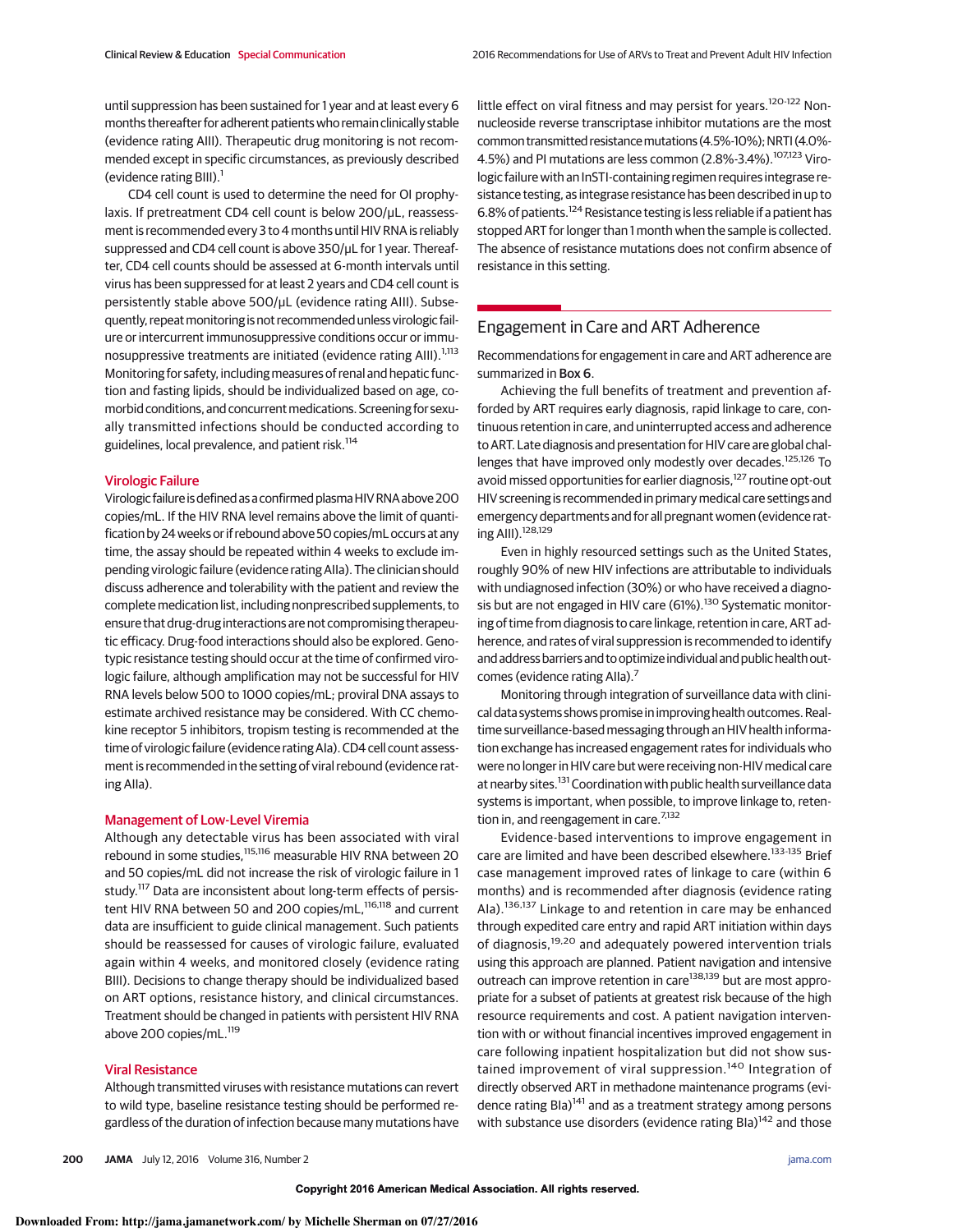until suppression has been sustained for 1 year and at least every 6 months thereafter for adherent patients who remain clinically stable (evidence rating AIII). Therapeutic drug monitoring is not recommended except in specific circumstances, as previously described (evidence rating BIII).[1]

CD4 cell count is used to determine the need for OI prophylaxis. If pretreatment CD4 cell count is below 200/μL, reassessment is recommended every 3 to 4 months until HIV RNA is reliably suppressed and CD4 cell count is above 350/μL for 1 year. Thereafter, CD4 cell counts should be assessed at 6-month intervals until virus has been suppressed for at least 2 years and CD4 cell count is persistently stable above 500/μL (evidence rating AIII). Subsequently, repeat monitoring is not recommended unless virologic failure or intercurrent immunosuppressive conditions occur or immunosuppressive treatments are initiated (evidence rating AIII).[1,113] Monitoring for safety, including measures of renal and hepatic function and fasting lipids, should be individualized based on age, comorbid conditions, and concurrent medications. Screening for sexually transmitted infections should be conducted according to guidelines, local prevalence, and patient risk.[114]

### Virologic Failure

Virologic failure is defined as a confirmed plasma HIV RNA above 200 copies/mL. If the HIV RNA level remains above the limit of quantification by 24 weeks or if rebound above 50 copies/mL occurs at any time, the assay should be repeated within 4 weeks to exclude impending virologic failure (evidence rating AIIa). The clinician should discuss adherence and tolerability with the patient and review the complete medication list, including nonprescribed supplements, to ensure that drug-drug interactions are not compromising therapeutic efficacy. Drug-food interactions should also be explored. Genotypic resistance testing should occur at the time of confirmed virologic failure, although amplification may not be successful for HIV RNA levels below 500 to 1000 copies/mL; proviral DNA assays to estimate archived resistance may be considered. With CC chemokine receptor 5 inhibitors, tropism testing is recommended at the time of virologic failure (evidence rating AIa). CD4 cell count assessment is recommended in the setting of viral rebound (evidence rating AIIa).

### Management of Low-Level Viremia

Although any detectable virus has been associated with viral rebound in some studies,[115,116] measurable HIV RNA between 20 and 50 copies/mL did not increase the risk of virologic failure in 1 study.[117] Data are inconsistent about long-term effects of persistent HIV RNA between 50 and 200 copies/mL,[116,118] and current data are insufficient to guide clinical management. Such patients should be reassessed for causes of virologic failure, evaluated again within 4 weeks, and monitored closely (evidence rating BIII). Decisions to change therapy should be individualized based on ART options, resistance history, and clinical circumstances. Treatment should be changed in patients with persistent HIV RNA above 200 copies/mL.[119]

### Viral Resistance

Although transmitted viruses with resistance mutations can revert to wild type, baseline resistance testing should be performed regardless of the duration of infection because many mutations have little effect on viral fitness and may persist for years.[120-122] Nonnucleoside reverse transcriptase inhibitor mutations are the most common transmitted resistance mutations (4.5%-10%); NRTI (4.0%-4.5%) and PI mutations are less common (2.8%-3.4%).[107,123] Virologic failure with an InSTI-containing regimen requires integrase resistance testing, as integrase resistance has been described in up to 6.8% of patients.[124] Resistance testing is less reliable if a patient has stopped ART for longer than 1 month when the sample is collected. The absence of resistance mutations does not confirm absence of resistance in this setting.

## Engagement in Care and ART Adherence

Recommendations for engagement in care and ART adherence are summarized in Box 6.

Achieving the full benefits of treatment and prevention afforded by ART requires early diagnosis, rapid linkage to care, continuous retention in care, and uninterrupted access and adherence to ART. Late diagnosis and presentation for HIV care are global challenges that have improved only modestly over decades.[125,126] To avoid missed opportunities for earlier diagnosis,[127] routine opt-out HIV screening is recommended in primary medical care settings and emergency departments and for all pregnant women (evidence rating AIII).[128,129]

Even in highly resourced settings such as the United States, roughly 90% of new HIV infections are attributable to individuals with undiagnosed infection (30%) or who have received a diagnosis but are not engaged in HIV care (61%).[130] Systematic monitoring of time from diagnosis to care linkage, retention in care, ART adherence, and rates of viral suppression is recommended to identify and address barriers and to optimize individual and public health outcomes (evidence rating AIIa).[7]

Monitoring through integration of surveillance data with clinical data systems shows promise in improving health outcomes. Real-time surveillance-based messaging through an HIV health information exchange has increased engagement rates for individuals who were no longer in HIV care but were receiving non-HIV medical care at nearby sites.[131] Coordination with public health surveillance data systems is important, when possible, to improve linkage to, retention in, and reengagement in care.[7,132]

Evidence-based interventions to improve engagement in care are limited and have been described elsewhere.[133-135] Brief case management improved rates of linkage to care (within 6 months) and is recommended after diagnosis (evidence rating AIa).[136,137] Linkage to and retention in care may be enhanced through expedited care entry and rapid ART initiation within days of diagnosis,[19,20] and adequately powered intervention trials using this approach are planned. Patient navigation and intensive outreach can improve retention in care[138,139] but are most appropriate for a subset of patients at greatest risk because of the high resource requirements and cost. A patient navigation intervention with or without financial incentives improved engagement in care following inpatient hospitalization but did not show sustained improvement of viral suppression.[140] Integration of directly observed ART in methadone maintenance programs (evidence rating BIa)[141] and as a treatment strategy among persons with substance use disorders (evidence rating BIa)[142] and those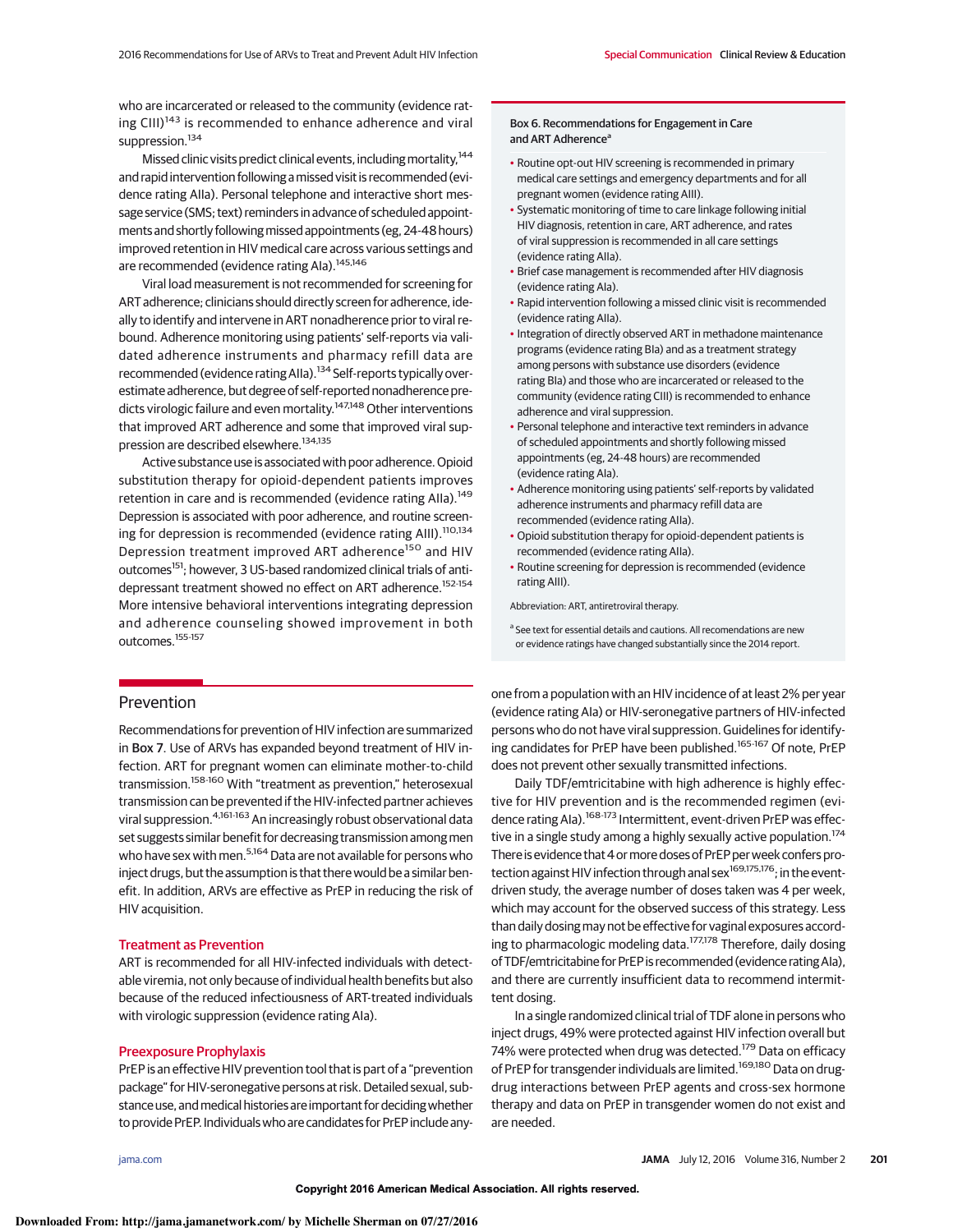who are incarcerated or released to the community (evidence rating CIII)[143] is recommended to enhance adherence and viral suppression.[134]

Missed clinic visits predict clinical events, including mortality,[144] and rapid intervention following a missed visit is recommended (evidence rating AIIa). Personal telephone and interactive short message service (SMS; text) reminders in advance of scheduled appointments and shortly following missed appointments (eg, 24-48 hours) improved retention in HIV medical care across various settings and are recommended (evidence rating AIa).[145,146]

Viral load measurement is not recommended for screening for ART adherence; clinicians should directly screen for adherence, ideally to identify and intervene in ART nonadherence prior to viral rebound. Adherence monitoring using patients' self-reports via validated adherence instruments and pharmacy refill data are recommended (evidence rating AIIa).[134] Self-reports typically overestimate adherence, but degree of self-reported nonadherence predicts virologic failure and even mortality.[147,148] Other interventions that improved ART adherence and some that improved viral suppression are described elsewhere.[134,135]

Active substance use is associated with poor adherence. Opioid substitution therapy for opioid-dependent patients improves retention in care and is recommended (evidence rating AIIa).[149] Depression is associated with poor adherence, and routine screening for depression is recommended (evidence rating AIII).[110,134] Depression treatment improved ART adherence[150] and HIV outcomes[151]; however, 3 US-based randomized clinical trials of antidepressant treatment showed no effect on ART adherence.[152-154] More intensive behavioral interventions integrating depression and adherence counseling showed improvement in both outcomes.[155-157]

**Box 6. Recommendations for Engagement in Care and ART Adherence[a]**

- Routine opt-out HIV screening is recommended in primary medical care settings and emergency departments and for all pregnant women (evidence rating AIII).
- Systematic monitoring of time to care linkage following initial HIV diagnosis, retention in care, ART adherence, and rates of viral suppression is recommended in all care settings (evidence rating AIIa).
- Brief case management is recommended after HIV diagnosis (evidence rating AIa).
- Rapid intervention following a missed clinic visit is recommended (evidence rating AIIa).
- Integration of directly observed ART in methadone maintenance programs (evidence rating BIa) and as a treatment strategy among persons with substance use disorders (evidence rating BIa) and those who are incarcerated or released to the community (evidence rating CIII) is recommended to enhance adherence and viral suppression.
- Personal telephone and interactive text reminders in advance of scheduled appointments and shortly following missed appointments (eg, 24-48 hours) are recommended (evidence rating AIa).
- Adherence monitoring using patients' self-reports by validated adherence instruments and pharmacy refill data are recommended (evidence rating AIIa).
- Opioid substitution therapy for opioid-dependent patients is recommended (evidence rating AIIa).
- Routine screening for depression is recommended (evidence rating AIII).

Abbreviation: ART, antiretroviral therapy.

[a] See text for essential details and cautions. All recomendations are new or evidence ratings have changed substantially since the 2014 report.

## Prevention

Recommendations for prevention of HIV infection are summarized in **Box 7**. Use of ARVs has expanded beyond treatment of HIV infection. ART for pregnant women can eliminate mother-to-child transmission.[158-160] With "treatment as prevention," heterosexual transmission can be prevented if the HIV-infected partner achieves viral suppression.[4,161-163] An increasingly robust observational data set suggests similar benefit for decreasing transmission among men who have sex with men.[5,164] Data are not available for persons who inject drugs, but the assumption is that there would be a similar benefit. In addition, ARVs are effective as PrEP in reducing the risk of HIV acquisition.

### Treatment as Prevention

ART is recommended for all HIV-infected individuals with detectable viremia, not only because of individual health benefits but also because of the reduced infectiousness of ART-treated individuals with virologic suppression (evidence rating AIa).

### Preexposure Prophylaxis

PrEP is an effective HIV prevention tool that is part of a "prevention package" for HIV-seronegative persons at risk. Detailed sexual, substance use, and medical histories are important for deciding whether to provide PrEP. Individuals who are candidates for PrEP include anyone from a population with an HIV incidence of at least 2% per year (evidence rating AIa) or HIV-seronegative partners of HIV-infected persons who do not have viral suppression. Guidelines for identifying candidates for PrEP have been published.[165-167] Of note, PrEP does not prevent other sexually transmitted infections.

Daily TDF/emtricitabine with high adherence is highly effective for HIV prevention and is the recommended regimen (evidence rating AIa).[168-173] Intermittent, event-driven PrEP was effective in a single study among a highly sexually active population.[174] There is evidence that 4 or more doses of PrEP per week confers protection against HIV infection through anal sex[169,175,176]; in the event-driven study, the average number of doses taken was 4 per week, which may account for the observed success of this strategy. Less than daily dosing may not be effective for vaginal exposures according to pharmacologic modeling data.[177,178] Therefore, daily dosing of TDF/emtricitabine for PrEP is recommended (evidence rating AIa), and there are currently insufficient data to recommend intermittent dosing.

In a single randomized clinical trial of TDF alone in persons who inject drugs, 49% were protected against HIV infection overall but 74% were protected when drug was detected.[179] Data on efficacy of PrEP for transgender individuals are limited.[169,180] Data on drug-drug interactions between PrEP agents and cross-sex hormone therapy and data on PrEP in transgender women do not exist and are needed.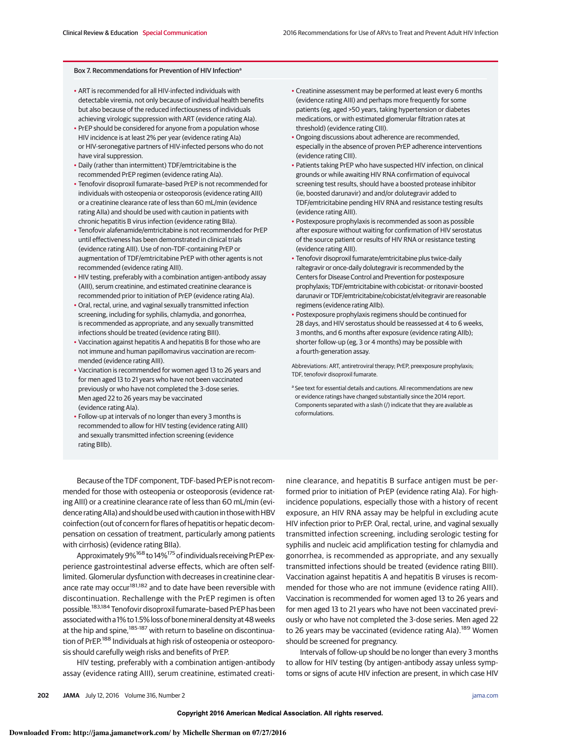### Box 7. Recommendations for Prevention of HIV Infection[a]

- ART is recommended for all HIV-infected individuals with detectable viremia, not only because of individual health benefits but also because of the reduced infectiousness of individuals achieving virologic suppression with ART (evidence rating AIa).
- PrEP should be considered for anyone from a population whose HIV incidence is at least 2% per year (evidence rating AIa) or HIV-seronegative partners of HIV-infected persons who do not have viral suppression.
- Daily (rather than intermittent) TDF/emtricitabine is the recommended PrEP regimen (evidence rating AIa).
- Tenofovir disoproxil fumarate–based PrEP is not recommended for individuals with osteopenia or osteoporosis (evidence rating AIII) or a creatinine clearance rate of less than 60 mL/min (evidence rating AIIa) and should be used with caution in patients with chronic hepatitis B virus infection (evidence rating BIIa).
- Tenofovir alafenamide/emtricitabine is not recommended for PrEP until effectiveness has been demonstrated in clinical trials (evidence rating AIII). Use of non–TDF-containing PrEP or augmentation of TDF/emtricitabine PrEP with other agents is not recommended (evidence rating AIII).
- HIV testing, preferably with a combination antigen-antibody assay (AIII), serum creatinine, and estimated creatinine clearance is recommended prior to initiation of PrEP (evidence rating AIa).
- Oral, rectal, urine, and vaginal sexually transmitted infection screening, including for syphilis, chlamydia, and gonorrhea, is recommended as appropriate, and any sexually transmitted infections should be treated (evidence rating BIII).
- Vaccination against hepatitis A and hepatitis B for those who are not immune and human papillomavirus vaccination are recommended (evidence rating AIII).
- Vaccination is recommended for women aged 13 to 26 years and for men aged 13 to 21 years who have not been vaccinated previously or who have not completed the 3-dose series. Men aged 22 to 26 years may be vaccinated (evidence rating AIa).
- Follow-up at intervals of no longer than every 3 months is recommended to allow for HIV testing (evidence rating AIII) and sexually transmitted infection screening (evidence rating BIIb).
- Creatinine assessment may be performed at least every 6 months (evidence rating AIII) and perhaps more frequently for some patients (eg, aged >50 years, taking hypertension or diabetes medications, or with estimated glomerular filtration rates at threshold) (evidence rating CIII).
- Ongoing discussions about adherence are recommended, especially in the absence of proven PrEP adherence interventions (evidence rating CIII).
- Patients taking PrEP who have suspected HIV infection, on clinical grounds or while awaiting HIV RNA confirmation of equivocal screening test results, should have a boosted protease inhibitor (ie, boosted darunavir) and/or dolutegravir added to TDF/emtricitabine pending HIV RNA and resistance testing results (evidence rating AIII).
- Postexposure prophylaxis is recommended as soon as possible after exposure without waiting for confirmation of HIV serostatus of the source patient or results of HIV RNA or resistance testing (evidence rating AIII).
- Tenofovir disoproxil fumarate/emtricitabine plus twice-daily raltegravir or once-daily dolutegravir is recommended by the Centers for Disease Control and Prevention for postexposure prophylaxis; TDF/emtricitabine with cobicistat- or ritonavir-boosted darunavir or TDF/emtricitabine/cobicistat/elvitegravir are reasonable regimens (evidence rating AIIb).
- Postexposure prophylaxis regimens should be continued for 28 days, and HIV serostatus should be reassessed at 4 to 6 weeks, 3 months, and 6 months after exposure (evidence rating AIIb); shorter follow-up (eg, 3 or 4 months) may be possible with a fourth-generation assay.

Abbreviations: ART, antiretroviral therapy; PrEP, preexposure prophylaxis; TDF, tenofovir disoproxil fumarate.

[a] See text for essential details and cautions. All recommendations are new or evidence ratings have changed substantially since the 2014 report. Components separated with a slash (/) indicate that they are available as coformulations.

Because of the TDF component, TDF-based PrEP is not recommended for those with osteopenia or osteoporosis (evidence rating AIII) or a creatinine clearance rate of less than 60 mL/min (evidence rating AIIa) and should be used with caution in those with HBV coinfection (out of concern for flares of hepatitis or hepatic decompensation on cessation of treatment, particularly among patients with cirrhosis) (evidence rating BIIa).

Approximately 9%[168] to 14%[175] of individuals receiving PrEP experience gastrointestinal adverse effects, which are often self-limited. Glomerular dysfunction with decreases in creatinine clearance rate may occur[181,182] and to date have been reversible with discontinuation. Rechallenge with the PrEP regimen is often possible.[183,184] Tenofovir disoproxil fumarate–based PrEP has been associated with a 1% to 1.5% loss of bone mineral density at 48 weeks at the hip and spine,[185-187] with return to baseline on discontinuation of PrEP.[188] Individuals at high risk of osteopenia or osteoporosis should carefully weigh risks and benefits of PrEP.

HIV testing, preferably with a combination antigen-antibody assay (evidence rating AIII), serum creatinine, estimated creatinine clearance, and hepatitis B surface antigen must be performed prior to initiation of PrEP (evidence rating AIa). For high-incidence populations, especially those with a history of recent exposure, an HIV RNA assay may be helpful in excluding acute HIV infection prior to PrEP. Oral, rectal, urine, and vaginal sexually transmitted infection screening, including serologic testing for syphilis and nucleic acid amplification testing for chlamydia and gonorrhea, is recommended as appropriate, and any sexually transmitted infections should be treated (evidence rating BIII). Vaccination against hepatitis A and hepatitis B viruses is recommended for those who are not immune (evidence rating AIII). Vaccination is recommended for women aged 13 to 26 years and for men aged 13 to 21 years who have not been vaccinated previously or who have not completed the 3-dose series. Men aged 22 to 26 years may be vaccinated (evidence rating AIa).[189] Women should be screened for pregnancy.

Intervals of follow-up should be no longer than every 3 months to allow for HIV testing (by antigen-antibody assay unless symptoms or signs of acute HIV infection are present, in which case HIV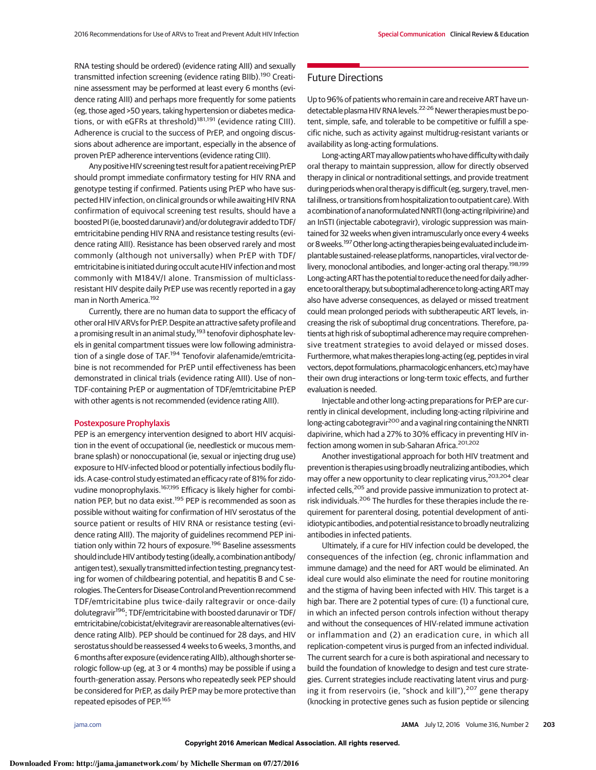RNA testing should be ordered) (evidence rating AIII) and sexually transmitted infection screening (evidence rating BIIb).[190] Creatinine assessment may be performed at least every 6 months (evidence rating AIII) and perhaps more frequently for some patients (eg, those aged >50 years, taking hypertension or diabetes medications, or with eGFRs at threshold)[181,191] (evidence rating CIII). Adherence is crucial to the success of PrEP, and ongoing discussions about adherence are important, especially in the absence of proven PrEP adherence interventions (evidence rating CIII).

Any positive HIV screening test result for a patient receiving PrEP should prompt immediate confirmatory testing for HIV RNA and genotype testing if confirmed. Patients using PrEP who have suspected HIV infection, on clinical grounds or while awaiting HIV RNA confirmation of equivocal screening test results, should have a boosted PI (ie, boosted darunavir) and/or dolutegravir added to TDF/emtricitabine pending HIV RNA and resistance testing results (evidence rating AIII). Resistance has been observed rarely and most commonly (although not universally) when PrEP with TDF/emtricitabine is initiated during occult acute HIV infection and most commonly with M184V/I alone. Transmission of multiclass-resistant HIV despite daily PrEP use was recently reported in a gay man in North America.[192]

Currently, there are no human data to support the efficacy of other oral HIV ARVs for PrEP. Despite an attractive safety profile and a promising result in an animal study,[193] tenofovir diphosphate levels in genital compartment tissues were low following administration of a single dose of TAF.[194] Tenofovir alafenamide/emtricitabine is not recommended for PrEP until effectiveness has been demonstrated in clinical trials (evidence rating AIII). Use of non–TDF-containing PrEP or augmentation of TDF/emtricitabine PrEP with other agents is not recommended (evidence rating AIII).

### Postexposure Prophylaxis

PEP is an emergency intervention designed to abort HIV acquisition in the event of occupational (ie, needlestick or mucous membrane splash) or nonoccupational (ie, sexual or injecting drug use) exposure to HIV-infected blood or potentially infectious bodily fluids. A case-control study estimated an efficacy rate of 81% for zidovudine monoprophylaxis.[167,195] Efficacy is likely higher for combination PEP, but no data exist.[195] PEP is recommended as soon as possible without waiting for confirmation of HIV serostatus of the source patient or results of HIV RNA or resistance testing (evidence rating AIII). The majority of guidelines recommend PEP initiation only within 72 hours of exposure.[196] Baseline assessments should include HIV antibody testing (ideally, a combination antibody/antigen test), sexually transmitted infection testing, pregnancy testing for women of childbearing potential, and hepatitis B and C serologies. The Centers for Disease Control and Prevention recommend TDF/emtricitabine plus twice-daily raltegravir or once-daily dolutegravir[196]; TDF/emtricitabine with boosted darunavir or TDF/emtricitabine/cobicistat/elvitegravir are reasonable alternatives (evidence rating AIIb). PEP should be continued for 28 days, and HIV serostatus should be reassessed 4 weeks to 6 weeks, 3 months, and 6 months after exposure (evidence rating AIIb), although shorter serologic follow-up (eg, at 3 or 4 months) may be possible if using a fourth-generation assay. Persons who repeatedly seek PEP should be considered for PrEP, as daily PrEP may be more protective than repeated episodes of PEP.[165]

## Future Directions

Up to 96% of patients who remain in care and receive ART have undetectable plasma HIV RNA levels.[22-26] Newer therapies must be potent, simple, safe, and tolerable to be competitive or fulfill a specific niche, such as activity against multidrug-resistant variants or availability as long-acting formulations.

Long-acting ART may allow patients who have difficulty with daily oral therapy to maintain suppression, allow for directly observed therapy in clinical or nontraditional settings, and provide treatment during periods when oral therapy is difficult (eg, surgery, travel, mental illness, or transitions from hospitalization to outpatient care). With a combination of a nanoformulated NNRTI (long-acting rilpivirine) and an InSTI (injectable cabotegravir), virologic suppression was maintained for 32 weeks when given intramuscularly once every 4 weeks or 8 weeks.[197] Other long-acting therapies being evaluated include implantable sustained-release platforms, nanoparticles, viral vector delivery, monoclonal antibodies, and longer-acting oral therapy.[198,199] Long-acting ART has the potential to reduce the need for daily adherence to oral therapy, but suboptimal adherence to long-acting ART may also have adverse consequences, as delayed or missed treatment could mean prolonged periods with subtherapeutic ART levels, increasing the risk of suboptimal drug concentrations. Therefore, patients at high risk of suboptimal adherence may require comprehensive treatment strategies to avoid delayed or missed doses. Furthermore, what makes therapies long-acting (eg, peptides in viral vectors, depot formulations, pharmacologic enhancers, etc) may have their own drug interactions or long-term toxic effects, and further evaluation is needed.

Injectable and other long-acting preparations for PrEP are currently in clinical development, including long-acting rilpivirine and long-acting cabotegravir[200] and a vaginal ring containing the NNRTI dapivirine, which had a 27% to 30% efficacy in preventing HIV infection among women in sub-Saharan Africa.[201,202]

Another investigational approach for both HIV treatment and prevention is therapies using broadly neutralizing antibodies, which may offer a new opportunity to clear replicating virus,[203,204] clear infected cells,[205] and provide passive immunization to protect at-risk individuals.[206] The hurdles for these therapies include the requirement for parenteral dosing, potential development of anti-idiotypic antibodies, and potential resistance to broadly neutralizing antibodies in infected patients.

Ultimately, if a cure for HIV infection could be developed, the consequences of the infection (eg, chronic inflammation and immune damage) and the need for ART would be eliminated. An ideal cure would also eliminate the need for routine monitoring and the stigma of having been infected with HIV. This target is a high bar. There are 2 potential types of cure: (1) a functional cure, in which an infected person controls infection without therapy and without the consequences of HIV-related immune activation or inflammation and (2) an eradication cure, in which all replication-competent virus is purged from an infected individual. The current search for a cure is both aspirational and necessary to build the foundation of knowledge to design and test cure strategies. Current strategies include reactivating latent virus and purging it from reservoirs (ie, "shock and kill"),[207] gene therapy (knocking in protective genes such as fusion peptide or silencing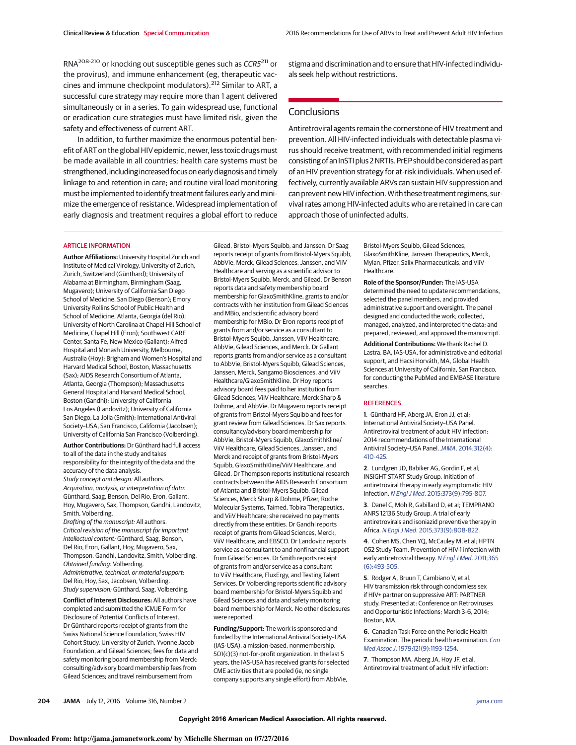RNA[208-210] or knocking out susceptible genes such as *CCR5*[211] or the provirus), and immune enhancement (eg, therapeutic vaccines and immune checkpoint modulators).[212] Similar to ART, a successful cure strategy may require more than 1 agent delivered simultaneously or in a series. To gain widespread use, functional or eradication cure strategies must have limited risk, given the safety and effectiveness of current ART.

In addition, to further maximize the enormous potential benefit of ART on the global HIV epidemic, newer, less toxic drugs must be made available in all countries; health care systems must be strengthened, including increased focus on early diagnosis and timely linkage to and retention in care; and routine viral load monitoring must be implemented to identify treatment failures early and minimize the emergence of resistance. Widespread implementation of early diagnosis and treatment requires a global effort to reduce stigma and discrimination and to ensure that HIV-infected individuals seek help without restrictions.

## Conclusions

Antiretroviral agents remain the cornerstone of HIV treatment and prevention. All HIV-infected individuals with detectable plasma virus should receive treatment, with recommended initial regimens consisting of an InSTI plus 2 NRTIs. PrEP should be considered as part of an HIV prevention strategy for at-risk individuals. When used effectively, currently available ARVs can sustain HIV suppression and can prevent new HIV infection. With these treatment regimens, survival rates among HIV-infected adults who are retained in care can approach those of uninfected adults.

## ARTICLE INFORMATION

**Author Affiliations:** University Hospital Zurich and Institute of Medical Virology, University of Zurich, Zurich, Switzerland (Günthard); University of Alabama at Birmingham, Birmingham (Saag, Mugavero); University of California San Diego School of Medicine, San Diego (Benson); Emory University Rollins School of Public Health and School of Medicine, Atlanta, Georgia (del Rio); University of North Carolina at Chapel Hill School of Medicine, Chapel Hill (Eron); Southwest CARE Center, Santa Fe, New Mexico (Gallant); Alfred Hospital and Monash University, Melbourne, Australia (Hoy); Brigham and Women's Hospital and Harvard Medical School, Boston, Massachusetts (Sax); AIDS Research Consortium of Atlanta, Atlanta, Georgia (Thompson); Massachusetts General Hospital and Harvard Medical School, Boston (Gandhi); University of California Los Angeles (Landovitz); University of California San Diego, La Jolla (Smith); International Antiviral Society–USA, San Francisco, California (Jacobsen); University of California San Francisco (Volberding).

**Author Contributions:** Dr Günthard had full access to all of the data in the study and takes responsibility for the integrity of the data and the accuracy of the data analysis.
*Study concept and design:* All authors.
*Acquisition, analysis, or interpretation of data:* Günthard, Saag, Benson, Del Rio, Eron, Gallant, Hoy, Mugavero, Sax, Thompson, Gandhi, Landovitz, Smith, Volberding.
*Drafting of the manuscript:* All authors.
*Critical revision of the manuscript for important intellectual content:* Günthard, Saag, Benson, Del Rio, Eron, Gallant, Hoy, Mugavero, Sax, Thompson, Gandhi, Landovitz, Smith, Volberding.
*Obtained funding:* Volberding.
*Administrative, technical, or material support:* Del Rio, Hoy, Sax, Jacobsen, Volberding.
*Study supervision:* Günthard, Saag, Volberding.

**Conflict of Interest Disclosures:** All authors have completed and submitted the ICMJE Form for Disclosure of Potential Conflicts of Interest. Dr Günthard reports receipt of grants from the Swiss National Science Foundation, Swiss HIV Cohort Study, University of Zurich, Yvonne Jacob Foundation, and Gilead Sciences; fees for data and safety monitoring board membership from Merck; consulting/advisory board membership fees from Gilead Sciences; and travel reimbursement from Gilead, Bristol-Myers Squibb, and Janssen. Dr Saag reports receipt of grants from Bristol-Myers Squibb, AbbVie, Merck, Gilead Sciences, Janssen, and ViiV Healthcare and serving as a scientific advisor to Bristol-Myers Squibb, Merck, and Gilead. Dr Benson reports data and safety membership board membership for GlaxoSmithKline, grants to and/or contracts with her institution from Gilead Sciences and MBio, and scientific advisory board membership for MBio. Dr Eron reports receipt of grants from and/or service as a consultant to Bristol-Myers Squibb, Janssen, ViiV Healthcare, AbbVie, Gilead Sciences, and Merck. Dr Gallant reports grants from and/or service as a consultant to AbbVie, Bristol-Myers Squibb, Gilead Sciences, Janssen, Merck, Sangamo Biosciences, and ViiV Healthcare/GlaxoSmithKline. Dr Hoy reports advisory board fees paid to her institution from Gilead Sciences, ViiV Healthcare, Merck Sharp & Dohme, and AbbVie. Dr Mugavero reports receipt of grants from Bristol-Myers Squibb and fees for grant review from Gilead Sciences. Dr Sax reports consultancy/advisory board membership for AbbVie, Bristol-Myers Squibb, GlaxoSmithKline/ViiV Healthcare, Gilead Sciences, Janssen, and Merck and receipt of grants from Bristol-Myers Squibb, GlaxoSmithKline/ViiV Healthcare, and Gilead. Dr Thompson reports institutional research contracts between the AIDS Research Consortium of Atlanta and Bristol-Myers Squibb, Gilead Sciences, Merck Sharp & Dohme, Pfizer, Roche Molecular Systems, Taimed, Tobira Therapeutics, and ViiV Healthcare; she received no payments directly from these entities. Dr Gandhi reports receipt of grants from Gilead Sciences, Merck, ViiV Healthcare, and EBSCO. Dr Landovitz reports service as a consultant to and nonfinancial support from Gilead Sciences. Dr Smith reports receipt of grants from and/or service as a consultant to ViiV Healthcare, FluxErgy, and Testing Talent Services. Dr Volberding reports scientific advisory board membership for Bristol-Myers Squibb and Gilead Sciences and data and safety monitoring board membership for Merck. No other disclosures were reported.

**Funding/Support:** The work is sponsored and funded by the International Antiviral Society–USA (IAS-USA), a mission-based, nonmembership, 501(c)(3) not-for-profit organization. In the last 5 years, the IAS-USA has received grants for selected CME activities that are pooled (ie, no single company supports any single effort) from AbbVie, Bristol-Myers Squibb, Gilead Sciences, GlaxoSmithKline, Janssen Therapeutics, Merck, Mylan, Pfizer, Salix Pharmaceuticals, and ViiV Healthcare.

**Role of the Sponsor/Funder:** The IAS-USA determined the need to update recommendations, selected the panel members, and provided administrative support and oversight. The panel designed and conducted the work; collected, managed, analyzed, and interpreted the data; and prepared, reviewed, and approved the manuscript.

**Additional Contributions:** We thank Rachel D. Lastra, BA, IAS-USA, for administrative and editorial support, and Hacsi Horváth, MA, Global Health Sciences at University of California, San Francisco, for conducting the PubMed and EMBASE literature searches.

## REFERENCES

1. Günthard HF, Aberg JA, Eron JJ, et al; International Antiviral Society–USA Panel. Antiretroviral treatment of adult HIV infection: 2014 recommendations of the International Antiviral Society–USA Panel. *JAMA*. 2014;312(4):410-425.

2. Lundgren JD, Babiker AG, Gordin F, et al; INSIGHT START Study Group. Initiation of antiretroviral therapy in early asymptomatic HIV Infection. *N Engl J Med*. 2015;373(9):795-807.

3. Danel C, Moh R, Gabillard D, et al; TEMPRANO ANRS 12136 Study Group. A trial of early antiretrovirals and isoniazid preventive therapy in Africa. *N Engl J Med*. 2015;373(9):808-822.

4. Cohen MS, Chen YQ, McCauley M, et al; HPTN 052 Study Team. Prevention of HIV-1 infection with early antiretroviral therapy. *N Engl J Med*. 2011;365(6):493-505.

5. Rodger A, Bruun T, Cambiano V, et al. HIV transmission risk through condomless sex if HIV+ partner on suppressive ART: PARTNER study. Presented at: Conference on Retroviruses and Opportunistic Infections; March 3-6, 2014; Boston, MA.

6. Canadian Task Force on the Periodic Health Examination. The periodic health examination. *Can Med Assoc J*. 1979;121(9):1193-1254.

7. Thompson MA, Aberg JA, Hoy JF, et al. Antiretroviral treatment of adult HIV infection: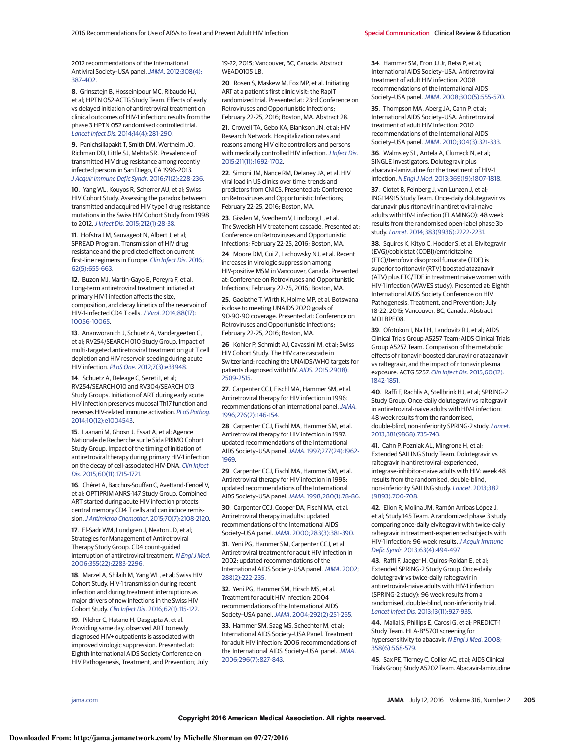2012 recommendations of the International Antiviral Society–USA panel. *JAMA*. 2012;308(4):387-402.

**8**. Grinsztejn B, Hosseinipour MC, Ribaudo HJ, et al; HPTN 052-ACTG Study Team. Effects of early vs delayed initiation of antiretroviral treatment on clinical outcomes of HIV-1 infection: results from the phase 3 HPTN 052 randomised controlled trial. *Lancet Infect Dis*. 2014;14(4):281-290.

**9**. Panichsillapakit T, Smith DM, Wertheim JO, Richman DD, Little SJ, Mehta SR. Prevalence of transmitted HIV drug resistance among recently infected persons in San Diego, CA 1996-2013. *J Acquir Immune Defic Syndr*. 2016;71(2):228-236.

**10**. Yang WL, Kouyos R, Scherrer AU, et al; Swiss HIV Cohort Study. Assessing the paradox between transmitted and acquired HIV type 1 drug resistance mutations in the Swiss HIV Cohort Study from 1998 to 2012. *J Infect Dis*. 2015;212(1):28-38.

**11**. Hofstra LM, Sauvageot N, Albert J, et al; SPREAD Program. Transmission of HIV drug resistance and the predicted effect on current first-line regimens in Europe. *Clin Infect Dis*. 2016;62(5):655-663.

**12**. Buzon MJ, Martin-Gayo E, Pereyra F, et al. Long-term antiretroviral treatment initiated at primary HIV-1 infection affects the size, composition, and decay kinetics of the reservoir of HIV-1-infected CD4 T cells. *J Virol*. 2014;88(17):10056-10065.

**13**. Ananworanich J, Schuetz A, Vandergeeten C, et al; RV254/SEARCH 010 Study Group. Impact of multi-targeted antiretroviral treatment on gut T cell depletion and HIV reservoir seeding during acute HIV infection. *PLoS One*. 2012;7(3):e33948.

**14**. Schuetz A, Deleage C, Sereti I, et al; RV254/SEARCH 010 and RV304/SEARCH 013 Study Groups. Initiation of ART during early acute HIV infection preserves mucosal Th17 function and reverses HIV-related immune activation. *PLoS Pathog*. 2014;10(12):e1004543.

**15**. Laanani M, Ghosn J, Essat A, et al; Agence Nationale de Recherche sur le Sida PRIMO Cohort Study Group. Impact of the timing of initiation of antiretroviral therapy during primary HIV-1 infection on the decay of cell-associated HIV-DNA. *Clin Infect Dis*. 2015;60(11):1715-1721.

**16**. Chéret A, Bacchus-Souffan C, Avettand-Fenoël V, et al; OPTIPRIM ANRS-147 Study Group. Combined ART started during acute HIV infection protects central memory CD4 T cells and can induce remission. *J Antimicrob Chemother*. 2015;70(7):2108-2120.

**17**. El-Sadr WM, Lundgren J, Neaton JD, et al; Strategies for Management of Antiretroviral Therapy Study Group. CD4 count-guided interruption of antiretroviral treatment. *N Engl J Med*. 2006;355(22):2283-2296.

**18**. Marzel A, Shilaih M, Yang WL, et al; Swiss HIV Cohort Study. HIV-1 transmission during recent infection and during treatment interruptions as major drivers of new infections in the Swiss HIV Cohort Study. *Clin Infect Dis*. 2016;62(1):115-122.

**19**. Pilcher C, Hatano H, Dasgupta A, et al. Providing same day, observed ART to newly diagnosed HIV+ outpatients is associated with improved virologic suppression. Presented at: Eighth International AIDS Society Conference on HIV Pathogenesis, Treatment, and Prevention; July 19-22, 2015; Vancouver, BC, Canada. Abstract WEAD0105 LB.

**20**. Rosen S, Maskew M, Fox MP, et al. Initiating ART at a patient's first clinic visit: the RapIT randomized trial. Presented at: 23rd Conference on Retroviruses and Opportunistic Infections; February 22-25, 2016; Boston, MA. Abstract 28.

**21**. Crowell TA, Gebo KA, Blankson JN, et al; HIV Research Network. Hospitalization rates and reasons among HIV elite controllers and persons with medically controlled HIV infection. *J Infect Dis*. 2015;211(11):1692-1702.

**22**. Simoni JM, Nance RM, Delaney JA, et al. HIV viral load in US clinics over time: trends and predictors from CNICS. Presented at: Conference on Retroviruses and Opportunistic Infections; February 22-25, 2016; Boston, MA.

**23**. Gisslen M, Svedhem V, Lindborg L, et al. The Swedish HIV treatement cascade. Presented at: Conference on Retroviruses and Opportunistic Infections; February 22-25, 2016; Boston, MA.

**24**. Moore DM, Cui Z, Lachowsky NJ, et al. Recent increases in virologic suppression among HIV-positive MSM in Vancouver, Canada. Presented at: Conference on Retroviruses and Opportunistic Infections; February 22-25, 2016; Boston, MA.

**25**. Gaolathe T, Wirth K, Holme MP, et al. Botswana is close to meeting UNAIDS 2020 goals of 90-90-90 coverage. Presented at: Conference on Retroviruses and Opportunistic Infections; February 22-25, 2016; Boston, MA.

**26**. Kohler P, Schmidt AJ, Cavassini M, et al; Swiss HIV Cohort Study. The HIV care cascade in Switzerland: reaching the UNAIDS/WHO targets for patients diagnosed with HIV. *AIDS*. 2015;29(18):2509-2515.

**27**. Carpenter CCJ, Fischl MA, Hammer SM, et al. Antiretroviral therapy for HIV infection in 1996: recommendations of an international panel. *JAMA*. 1996;276(2):146-154.

**28**. Carpenter CCJ, Fischl MA, Hammer SM, et al. Antiretroviral therapy for HIV infection in 1997: updated recommendations of the International AIDS Society–USA panel. *JAMA*. 1997;277(24):1962-1969.

**29**. Carpenter CCJ, Fischl MA, Hammer SM, et al. Antiretroviral therapy for HIV infection in 1998: updated recommendations of the International AIDS Society–USA panel. *JAMA*. 1998;280(1):78-86.

**30**. Carpenter CCJ, Cooper DA, Fischl MA, et al. Antiretroviral therapy in adults: updated recommendations of the International AIDS Society–USA panel. *JAMA*. 2000;283(3):381-390.

**31**. Yeni PG, Hammer SM, Carpenter CCJ, et al. Antiretroviral treatment for adult HIV infection in 2002: updated recommendations of the International AIDS Society-USA panel. *JAMA*. 2002;288(2):222-235.

**32**. Yeni PG, Hammer SM, Hirsch MS, et al. Treatment for adult HIV infection: 2004 recommendations of the International AIDS Society–USA panel. *JAMA*. 2004;292(2):251-265.

**33**. Hammer SM, Saag MS, Schechter M, et al; International AIDS Society–USA Panel. Treatment for adult HIV infection: 2006 recommendations of the International AIDS Society–USA panel. *JAMA*. 2006;296(7):827-843.

**34**. Hammer SM, Eron JJ Jr, Reiss P, et al; International AIDS Society–USA. Antiretroviral treatment of adult HIV infection: 2008 recommendations of the International AIDS Society–USA panel. *JAMA*. 2008;300(5):555-570.

**35**. Thompson MA, Aberg JA, Cahn P, et al; International AIDS Society–USA. Antiretroviral treatment of adult HIV infection: 2010 recommendations of the International AIDS Society–USA panel. *JAMA*. 2010;304(3):321-333.

**36**. Walmsley SL, Antela A, Clumeck N, et al; SINGLE Investigators. Dolutegravir plus abacavir-lamivudine for the treatment of HIV-1 infection. *N Engl J Med*. 2013;369(19):1807-1818.

**37**. Clotet B, Feinberg J, van Lunzen J, et al; ING114915 Study Team. Once-daily dolutegravir vs darunavir plus ritonavir in antiretroviral-naive adults with HIV-1 infection (FLAMINGO): 48 week results from the randomised open-label phase 3b study. *Lancet*. 2014;383(9936):2222-2231.

**38**. Squires K, Kityo C, Hodder S, et al. Elvitegravir (EVG)/cobicistat (COBI)/emtricitabine (FTC)/tenofovir disoproxil fumarate (TDF) is superior to ritonavir (RTV) boosted atazanavir (ATV) plus FTC/TDF in treatment naive women with HIV-1 infection (WAVES study). Presented at: Eighth International AIDS Society Conference on HIV Pathogenesis, Treatment, and Prevention; July 18-22, 2015; Vancouver, BC, Canada. Abstract MOLBPE08.

**39**. Ofotokun I, Na LH, Landovitz RJ, et al; AIDS Clinical Trials Group A5257 Team; AIDS Clinical Trials Group A5257 Team. Comparison of the metabolic effects of ritonavir-boosted darunavir or atazanavir vs raltegravir, and the impact of ritonavir plasma exposure: ACTG 5257. *Clin Infect Dis*. 2015;60(12):1842-1851.

**40**. Raffi F, Rachlis A, Stellbrink HJ, et al; SPRING-2 Study Group. Once-daily dolutegravir vs raltegravir in antiretroviral-naive adults with HIV-1 infection: 48 week results from the randomised, double-blind, non-inferiority SPRING-2 study. *Lancet*. 2013;381(9868):735-743.

**41**. Cahn P, Pozniak AL, Mingrone H, et al; Extended SAILING Study Team. Dolutegravir vs raltegravir in antiretroviral-experienced, integrase-inhibitor-naive adults with HIV: week 48 results from the randomised, double-blind, non-inferiority SAILING study. *Lancet*. 2013;382(9893):700-708.

**42**. Elion R, Molina JM, Ramón Arribas López J, et al; Study 145 Team. A randomized phase 3 study comparing once-daily elvitegravir with twice-daily raltegravir in treatment-experienced subjects with HIV-1 infection: 96-week results. *J Acquir Immune Defic Syndr*. 2013;63(4):494-497.

**43**. Raffi F, Jaeger H, Quiros-Roldan E, et al; Extended SPRING-2 Study Group. Once-daily dolutegravir vs twice-daily raltegravir in antiretroviral-naive adults with HIV-1 infection (SPRING-2 study): 96 week results from a randomised, double-blind, non-inferiority trial. *Lancet Infect Dis*. 2013;13(11):927-935.

**44**. Mallal S, Phillips E, Carosi G, et al; PREDICT-1 Study Team. HLA-B*5701 screening for hypersensitivity to abacavir. *N Engl J Med*. 2008;358(6):568-579.

**45**. Sax PE, Tierney C, Collier AC, et al; AIDS Clinical Trials Group Study A5202 Team. Abacavir-lamivudine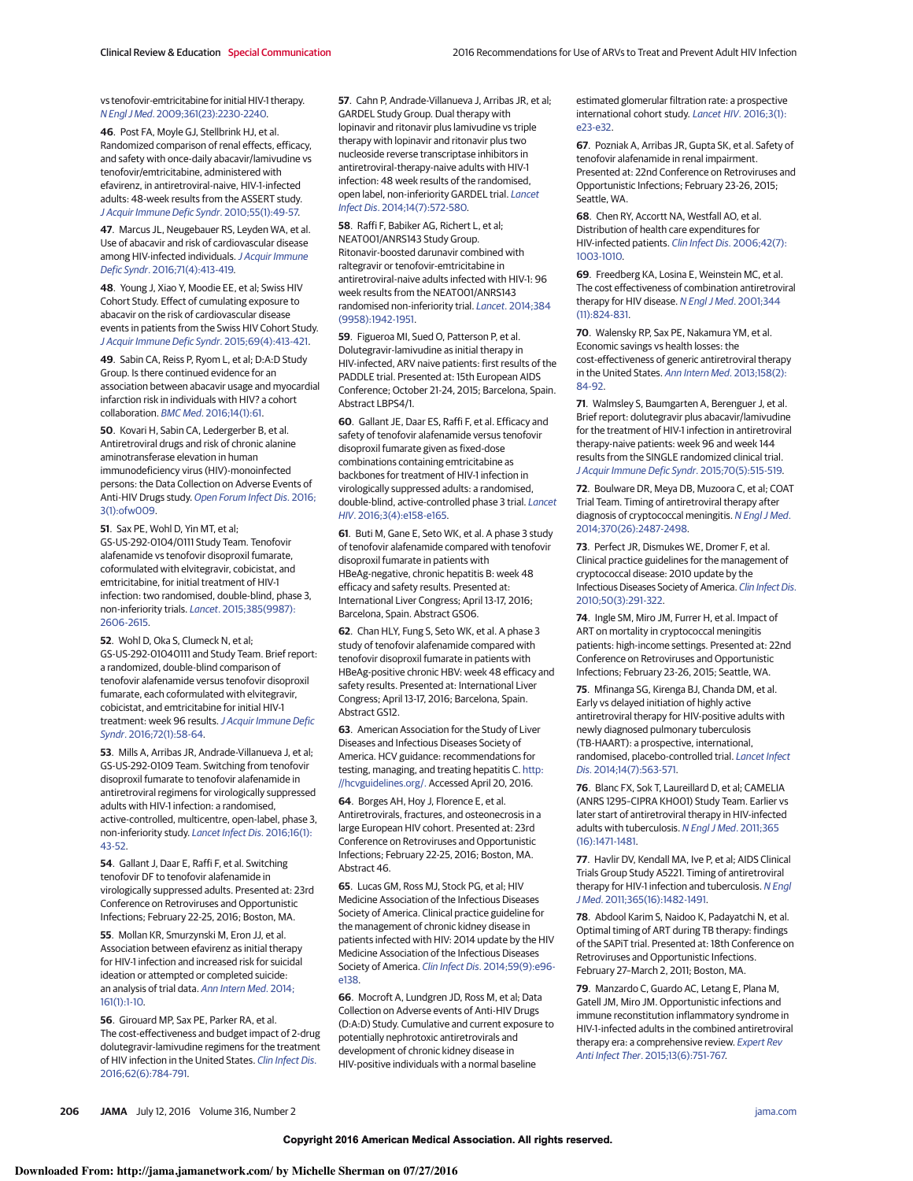vs tenofovir-emtricitabine for initial HIV-1 therapy. *N Engl J Med*. 2009;361(23):2230-2240.

46. Post FA, Moyle GJ, Stellbrink HJ, et al. Randomized comparison of renal effects, efficacy, and safety with once-daily abacavir/lamivudine vs tenofovir/emtricitabine, administered with efavirenz, in antiretroviral-naive, HIV-1-infected adults: 48-week results from the ASSERT study. *J Acquir Immune Defic Syndr*. 2010;55(1):49-57.

47. Marcus JL, Neugebauer RS, Leyden WA, et al. Use of abacavir and risk of cardiovascular disease among HIV-infected individuals. *J Acquir Immune Defic Syndr*. 2016;71(4):413-419.

48. Young J, Xiao Y, Moodie EE, et al; Swiss HIV Cohort Study. Effect of cumulating exposure to abacavir on the risk of cardiovascular disease events in patients from the Swiss HIV Cohort Study. *J Acquir Immune Defic Syndr*. 2015;69(4):413-421.

49. Sabin CA, Reiss P, Ryom L, et al; D:A:D Study Group. Is there continued evidence for an association between abacavir usage and myocardial infarction risk in individuals with HIV? a cohort collaboration. *BMC Med*. 2016;14(1):61.

50. Kovari H, Sabin CA, Ledergerber B, et al. Antiretroviral drugs and risk of chronic alanine aminotransferase elevation in human immunodeficiency virus (HIV)-monoinfected persons: the Data Collection on Adverse Events of Anti-HIV Drugs study. *Open Forum Infect Dis*. 2016;3(1):ofw009.

51. Sax PE, Wohl D, Yin MT, et al; GS-US-292-0104/0111 Study Team. Tenofovir alafenamide vs tenofovir disoproxil fumarate, coformulated with elvitegravir, cobicistat, and emtricitabine, for initial treatment of HIV-1 infection: two randomised, double-blind, phase 3, non-inferiority trials. *Lancet*. 2015;385(9987):2606-2615.

52. Wohl D, Oka S, Clumeck N, et al; GS-US-292-01040111 and Study Team. Brief report: a randomized, double-blind comparison of tenofovir alafenamide versus tenofovir disoproxil fumarate, each coformulated with elvitegravir, cobicistat, and emtricitabine for initial HIV-1 treatment: week 96 results. *J Acquir Immune Defic Syndr*. 2016;72(1):58-64.

53. Mills A, Arribas JR, Andrade-Villanueva J, et al; GS-US-292-0109 Team. Switching from tenofovir disoproxil fumarate to tenofovir alafenamide in antiretroviral regimens for virologically suppressed adults with HIV-1 infection: a randomised, active-controlled, multicentre, open-label, phase 3, non-inferiority study. *Lancet Infect Dis*. 2016;16(1):43-52.

54. Gallant J, Daar E, Raffi F, et al. Switching tenofovir DF to tenofovir alafenamide in virologically suppressed adults. Presented at: 23rd Conference on Retroviruses and Opportunistic Infections; February 22-25, 2016; Boston, MA.

55. Mollan KR, Smurzynski M, Eron JJ, et al. Association between efavirenz as initial therapy for HIV-1 infection and increased risk for suicidal ideation or attempted or completed suicide: an analysis of trial data. *Ann Intern Med*. 2014;161(1):1-10.

56. Girouard MP, Sax PE, Parker RA, et al. The cost-effectiveness and budget impact of 2-drug dolutegravir-lamivudine regimens for the treatment of HIV infection in the United States. *Clin Infect Dis*. 2016;62(6):784-791.

57. Cahn P, Andrade-Villanueva J, Arribas JR, et al; GARDEL Study Group. Dual therapy with lopinavir and ritonavir plus lamivudine vs triple therapy with lopinavir and ritonavir plus two nucleoside reverse transcriptase inhibitors in antiretroviral-therapy-naive adults with HIV-1 infection: 48 week results of the randomised, open label, non-inferiority GARDEL trial. *Lancet Infect Dis*. 2014;14(7):572-580.

58. Raffi F, Babiker AG, Richert L, et al; NEAT001/ANRS143 Study Group. Ritonavir-boosted darunavir combined with raltegravir or tenofovir-emtricitabine in antiretroviral-naive adults infected with HIV-1: 96 week results from the NEAT001/ANRS143 randomised non-inferiority trial. *Lancet*. 2014;384(9958):1942-1951.

59. Figueroa MI, Sued O, Patterson P, et al. Dolutegravir-lamivudine as initial therapy in HIV-infected, ARV naive patients: first results of the PADDLE trial. Presented at: 15th European AIDS Conference; October 21-24, 2015; Barcelona, Spain. Abstract LBPS4/1.

60. Gallant JE, Daar ES, Raffi F, et al. Efficacy and safety of tenofovir alafenamide versus tenofovir disoproxil fumarate given as fixed-dose combinations containing emtricitabine as backbones for treatment of HIV-1 infection in virologically suppressed adults: a randomised, double-blind, active-controlled phase 3 trial. *Lancet HIV*. 2016;3(4):e158-e165.

61. Buti M, Gane E, Seto WK, et al. A phase 3 study of tenofovir alafenamide compared with tenofovir disoproxil fumarate in patients with HBeAg-negative, chronic hepatitis B: week 48 efficacy and safety results. Presented at: International Liver Congress; April 13-17, 2016; Barcelona, Spain. Abstract GS06.

62. Chan HLY, Fung S, Seto WK, et al. A phase 3 study of tenofovir alafenamide compared with tenofovir disoproxil fumarate in patients with HBeAg-positive chronic HBV: week 48 efficacy and safety results. Presented at: International Liver Congress; April 13-17, 2016; Barcelona, Spain. Abstract GS12.

63. American Association for the Study of Liver Diseases and Infectious Diseases Society of America. HCV guidance: recommendations for testing, managing, and treating hepatitis C. http://hcvguidelines.org/. Accessed April 20, 2016.

64. Borges AH, Hoy J, Florence E, et al. Antiretrovirals, fractures, and osteonecrosis in a large European HIV cohort. Presented at: 23rd Conference on Retroviruses and Opportunistic Infections; February 22-25, 2016; Boston, MA. Abstract 46.

65. Lucas GM, Ross MJ, Stock PG, et al; HIV Medicine Association of the Infectious Diseases Society of America. Clinical practice guideline for the management of chronic kidney disease in patients infected with HIV: 2014 update by the HIV Medicine Association of the Infectious Diseases Society of America. *Clin Infect Dis*. 2014;59(9):e96-e138.

66. Mocroft A, Lundgren JD, Ross M, et al; Data Collection on Adverse events of Anti-HIV Drugs (D:A:D) Study. Cumulative and current exposure to potentially nephrotoxic antiretrovirals and development of chronic kidney disease in HIV-positive individuals with a normal baseline estimated glomerular filtration rate: a prospective international cohort study. *Lancet HIV*. 2016;3(1):e23-e32.

67. Pozniak A, Arribas JR, Gupta SK, et al. Safety of tenofovir alafenamide in renal impairment. Presented at: 22nd Conference on Retroviruses and Opportunistic Infections; February 23-26, 2015; Seattle, WA.

68. Chen RY, Accortt NA, Westfall AO, et al. Distribution of health care expenditures for HIV-infected patients. *Clin Infect Dis*. 2006;42(7):1003-1010.

69. Freedberg KA, Losina E, Weinstein MC, et al. The cost effectiveness of combination antiretroviral therapy for HIV disease. *N Engl J Med*. 2001;344(11):824-831.

70. Walensky RP, Sax PE, Nakamura YM, et al. Economic savings vs health losses: the cost-effectiveness of generic antiretroviral therapy in the United States. *Ann Intern Med*. 2013;158(2):84-92.

71. Walmsley S, Baumgarten A, Berenguer J, et al. Brief report: dolutegravir plus abacavir/lamivudine for the treatment of HIV-1 infection in antiretroviral therapy-naive patients: week 96 and week 144 results from the SINGLE randomized clinical trial. *J Acquir Immune Defic Syndr*. 2015;70(5):515-519.

72. Boulware DR, Meya DB, Muzoora C, et al; COAT Trial Team. Timing of antiretroviral therapy after diagnosis of cryptococcal meningitis. *N Engl J Med*. 2014;370(26):2487-2498.

73. Perfect JR, Dismukes WE, Dromer F, et al. Clinical practice guidelines for the management of cryptococcal disease: 2010 update by the Infectious Diseases Society of America. *Clin Infect Dis*. 2010;50(3):291-322.

74. Ingle SM, Miro JM, Furrer H, et al. Impact of ART on mortality in cryptococcal meningitis patients: high-income settings. Presented at: 22nd Conference on Retroviruses and Opportunistic Infections; February 23-26, 2015; Seattle, WA.

75. Mfinanga SG, Kirenga BJ, Chanda DM, et al. Early vs delayed initiation of highly active antiretroviral therapy for HIV-positive adults with newly diagnosed pulmonary tuberculosis (TB-HAART): a prospective, international, randomised, placebo-controlled trial. *Lancet Infect Dis*. 2014;14(7):563-571.

76. Blanc FX, Sok T, Laureillard D, et al; CAMELIA (ANRS 1295–CIPRA KH001) Study Team. Earlier vs later start of antiretroviral therapy in HIV-infected adults with tuberculosis. *N Engl J Med*. 2011;365(16):1471-1481.

77. Havlir DV, Kendall MA, Ive P, et al; AIDS Clinical Trials Group Study A5221. Timing of antiretroviral therapy for HIV-1 infection and tuberculosis. *N Engl J Med*. 2011;365(16):1482-1491.

78. Abdool Karim S, Naidoo K, Padayatchi N, et al. Optimal timing of ART during TB therapy: findings of the SAPiT trial. Presented at: 18th Conference on Retroviruses and Opportunistic Infections. February 27–March 2, 2011; Boston, MA.

79. Manzardo C, Guardo AC, Letang E, Plana M, Gatell JM, Miro JM. Opportunistic infections and immune reconstitution inflammatory syndrome in HIV-1-infected adults in the combined antiretroviral therapy era: a comprehensive review. *Expert Rev Anti Infect Ther*. 2015;13(6):751-767.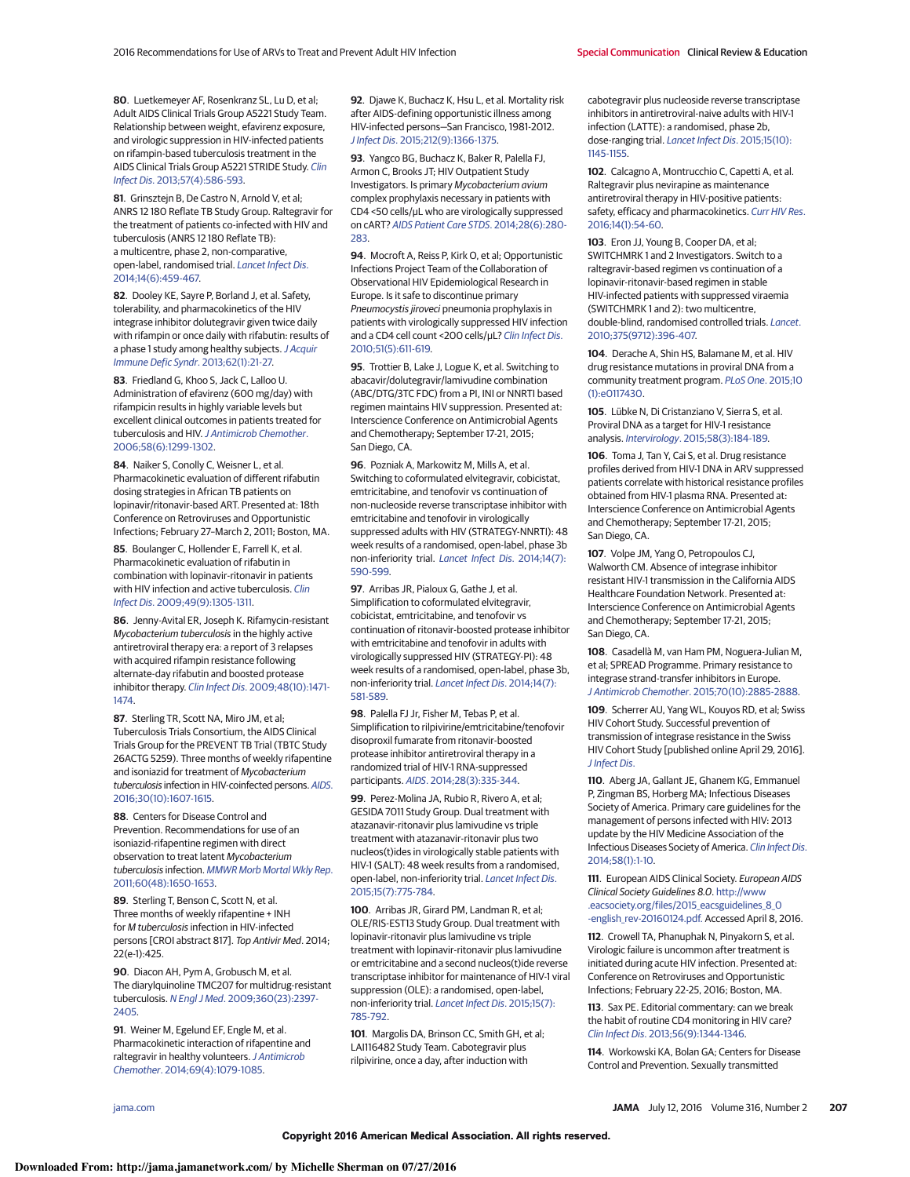80. Luetkemeyer AF, Rosenkranz SL, Lu D, et al; Adult AIDS Clinical Trials Group A5221 Study Team. Relationship between weight, efavirenz exposure, and virologic suppression in HIV-infected patients on rifampin-based tuberculosis treatment in the AIDS Clinical Trials Group A5221 STRIDE Study. *Clin Infect Dis*. 2013;57(4):586-593.

81. Grinsztejn B, De Castro N, Arnold V, et al; ANRS 12 180 Reflate TB Study Group. Raltegravir for the treatment of patients co-infected with HIV and tuberculosis (ANRS 12 180 Reflate TB): a multicentre, phase 2, non-comparative, open-label, randomised trial. *Lancet Infect Dis*. 2014;14(6):459-467.

82. Dooley KE, Sayre P, Borland J, et al. Safety, tolerability, and pharmacokinetics of the HIV integrase inhibitor dolutegravir given twice daily with rifampin or once daily with rifabutin: results of a phase 1 study among healthy subjects. *J Acquir Immune Defic Syndr*. 2013;62(1):21-27.

83. Friedland G, Khoo S, Jack C, Lalloo U. Administration of efavirenz (600 mg/day) with rifampicin results in highly variable levels but excellent clinical outcomes in patients treated for tuberculosis and HIV. *J Antimicrob Chemother*. 2006;58(6):1299-1302.

84. Naiker S, Conolly C, Weisner L, et al. Pharmacokinetic evaluation of different rifabutin dosing strategies in African TB patients on lopinavir/ritonavir-based ART. Presented at: 18th Conference on Retroviruses and Opportunistic Infections; February 27–March 2, 2011; Boston, MA.

85. Boulanger C, Hollender E, Farrell K, et al. Pharmacokinetic evaluation of rifabutin in combination with lopinavir-ritonavir in patients with HIV infection and active tuberculosis. *Clin Infect Dis*. 2009;49(9):1305-1311.

86. Jenny-Avital ER, Joseph K. Rifamycin-resistant *Mycobacterium tuberculosis* in the highly active antiretroviral therapy era: a report of 3 relapses with acquired rifampin resistance following alternate-day rifabutin and boosted protease inhibitor therapy. *Clin Infect Dis*. 2009;48(10):1471-1474.

87. Sterling TR, Scott NA, Miro JM, et al; Tuberculosis Trials Consortium, the AIDS Clinical Trials Group for the PREVENT TB Trial (TBTC Study 26ACTG 5259). Three months of weekly rifapentine and isoniazid for treatment of *Mycobacterium tuberculosis* infection in HIV-coinfected persons. *AIDS*. 2016;30(10):1607-1615.

88. Centers for Disease Control and Prevention. Recommendations for use of an isoniazid-rifapentine regimen with direct observation to treat latent *Mycobacterium tuberculosis* infection. *MMWR Morb Mortal Wkly Rep*. 2011;60(48):1650-1653.

89. Sterling T, Benson C, Scott N, et al. Three months of weekly rifapentine + INH for *M tuberculosis* infection in HIV-infected persons [CROI abstract 817]. *Top Antivir Med*. 2014; 22(e-1):425.

90. Diacon AH, Pym A, Grobusch M, et al. The diarylquinoline TMC207 for multidrug-resistant tuberculosis. *N Engl J Med*. 2009;360(23):2397-2405.

91. Weiner M, Egelund EF, Engle M, et al. Pharmacokinetic interaction of rifapentine and raltegravir in healthy volunteers. *J Antimicrob Chemother*. 2014;69(4):1079-1085.

92. Djawe K, Buchacz K, Hsu L, et al. Mortality risk after AIDS-defining opportunistic illness among HIV-infected persons—San Francisco, 1981-2012. *J Infect Dis*. 2015;212(9):1366-1375.

93. Yangco BG, Buchacz K, Baker R, Palella FJ, Armon C, Brooks JT; HIV Outpatient Study Investigators. Is primary *Mycobacterium avium* complex prophylaxis necessary in patients with CD4 <50 cells/μL who are virologically suppressed on cART? *AIDS Patient Care STDS*. 2014;28(6):280-283.

94. Mocroft A, Reiss P, Kirk O, et al; Opportunistic Infections Project Team of the Collaboration of Observational HIV Epidemiological Research in Europe. Is it safe to discontinue primary *Pneumocystis jiroveci* pneumonia prophylaxis in patients with virologically suppressed HIV infection and a CD4 cell count <200 cells/μL? *Clin Infect Dis*. 2010;51(5):611-619.

95. Trottier B, Lake J, Logue K, et al. Switching to abacavir/dolutegravir/lamivudine combination (ABC/DTG/3TC FDC) from a PI, INI or NNRTI based regimen maintains HIV suppression. Presented at: Interscience Conference on Antimicrobial Agents and Chemotherapy; September 17-21, 2015; San Diego, CA.

96. Pozniak A, Markowitz M, Mills A, et al. Switching to coformulated elvitegravir, cobicistat, emtricitabine, and tenofovir vs continuation of non-nucleoside reverse transcriptase inhibitor with emtricitabine and tenofovir in virologically suppressed adults with HIV (STRATEGY-NNRTI): 48 week results of a randomised, open-label, phase 3b non-inferiority trial. *Lancet Infect Dis*. 2014;14(7):590-599.

97. Arribas JR, Pialoux G, Gathe J, et al. Simplification to coformulated elvitegravir, cobicistat, emtricitabine, and tenofovir vs continuation of ritonavir-boosted protease inhibitor with emtricitabine and tenofovir in adults with virologically suppressed HIV (STRATEGY-PI): 48 week results of a randomised, open-label, phase 3b, non-inferiority trial. *Lancet Infect Dis*. 2014;14(7):581-589.

98. Palella FJ Jr, Fisher M, Tebas P, et al. Simplification to rilpivirine/emtricitabine/tenofovir disoproxil fumarate from ritonavir-boosted protease inhibitor antiretroviral therapy in a randomized trial of HIV-1 RNA-suppressed participants. *AIDS*. 2014;28(3):335-344.

99. Perez-Molina JA, Rubio R, Rivero A, et al; GESIDA 7011 Study Group. Dual treatment with atazanavir-ritonavir plus lamivudine vs triple treatment with atazanavir-ritonavir plus two nucleos(t)ides in virologically stable patients with HIV-1 (SALT): 48 week results from a randomised, open-label, non-inferiority trial. *Lancet Infect Dis*. 2015;15(7):775-784.

100. Arribas JR, Girard PM, Landman R, et al; OLE/RIS-EST13 Study Group. Dual treatment with lopinavir-ritonavir plus lamivudine vs triple treatment with lopinavir-ritonavir plus lamivudine or emtricitabine and a second nucleos(t)ide reverse transcriptase inhibitor for maintenance of HIV-1 viral suppression (OLE): a randomised, open-label, non-inferiority trial. *Lancet Infect Dis*. 2015;15(7):785-792.

101. Margolis DA, Brinson CC, Smith GH, et al; LAI116482 Study Team. Cabotegravir plus rilpivirine, once a day, after induction with cabotegravir plus nucleoside reverse transcriptase inhibitors in antiretroviral-naive adults with HIV-1 infection (LATTE): a randomised, phase 2b, dose-ranging trial. *Lancet Infect Dis*. 2015;15(10):1145-1155.

102. Calcagno A, Montrucchio C, Capetti A, et al. Raltegravir plus nevirapine as maintenance antiretroviral therapy in HIV-positive patients: safety, efficacy and pharmacokinetics. *Curr HIV Res*. 2016;14(1):54-60.

103. Eron JJ, Young B, Cooper DA, et al; SWITCHMRK 1 and 2 Investigators. Switch to a raltegravir-based regimen vs continuation of a lopinavir-ritonavir-based regimen in stable HIV-infected patients with suppressed viraemia (SWITCHMRK 1 and 2): two multicentre, double-blind, randomised controlled trials. *Lancet*. 2010;375(9712):396-407.

104. Derache A, Shin HS, Balamane M, et al. HIV drug resistance mutations in proviral DNA from a community treatment program. *PLoS One*. 2015;10(1):e0117430.

105. Lübke N, Di Cristanziano V, Sierra S, et al. Proviral DNA as a target for HIV-1 resistance analysis. *Intervirology*. 2015;58(3):184-189.

106. Toma J, Tan Y, Cai S, et al. Drug resistance profiles derived from HIV-1 DNA in ARV suppressed patients correlate with historical resistance profiles obtained from HIV-1 plasma RNA. Presented at: Interscience Conference on Antimicrobial Agents and Chemotherapy; September 17-21, 2015; San Diego, CA.

107. Volpe JM, Yang O, Petropoulos CJ, Walworth CM. Absence of integrase inhibitor resistant HIV-1 transmission in the California AIDS Healthcare Foundation Network. Presented at: Interscience Conference on Antimicrobial Agents and Chemotherapy; September 17-21, 2015; San Diego, CA.

108. Casadellà M, van Ham PM, Noguera-Julian M, et al; SPREAD Programme. Primary resistance to integrase strand-transfer inhibitors in Europe. *J Antimicrob Chemother*. 2015;70(10):2885-2888.

109. Scherrer AU, Yang WL, Kouyos RD, et al; Swiss HIV Cohort Study. Successful prevention of transmission of integrase resistance in the Swiss HIV Cohort Study [published online April 29, 2016]. *J Infect Dis*.

110. Aberg JA, Gallant JE, Ghanem KG, Emmanuel P, Zingman BS, Horberg MA; Infectious Diseases Society of America. Primary care guidelines for the management of persons infected with HIV: 2013 update by the HIV Medicine Association of the Infectious Diseases Society of America. *Clin Infect Dis*. 2014;58(1):1-10.

111. European AIDS Clinical Society. *European AIDS Clinical Society Guidelines 8.0*. http://www.eacsociety.org/files/2015_eacsguidelines_8_0-english_rev-20160124.pdf. Accessed April 8, 2016.

112. Crowell TA, Phanuphak N, Pinyakorn S, et al. Virologic failure is uncommon after treatment is initiated during acute HIV infection. Presented at: Conference on Retroviruses and Opportunistic Infections; February 22-25, 2016; Boston, MA.

113. Sax PE. Editorial commentary: can we break the habit of routine CD4 monitoring in HIV care? *Clin Infect Dis*. 2013;56(9):1344-1346.

114. Workowski KA, Bolan GA; Centers for Disease Control and Prevention. Sexually transmitted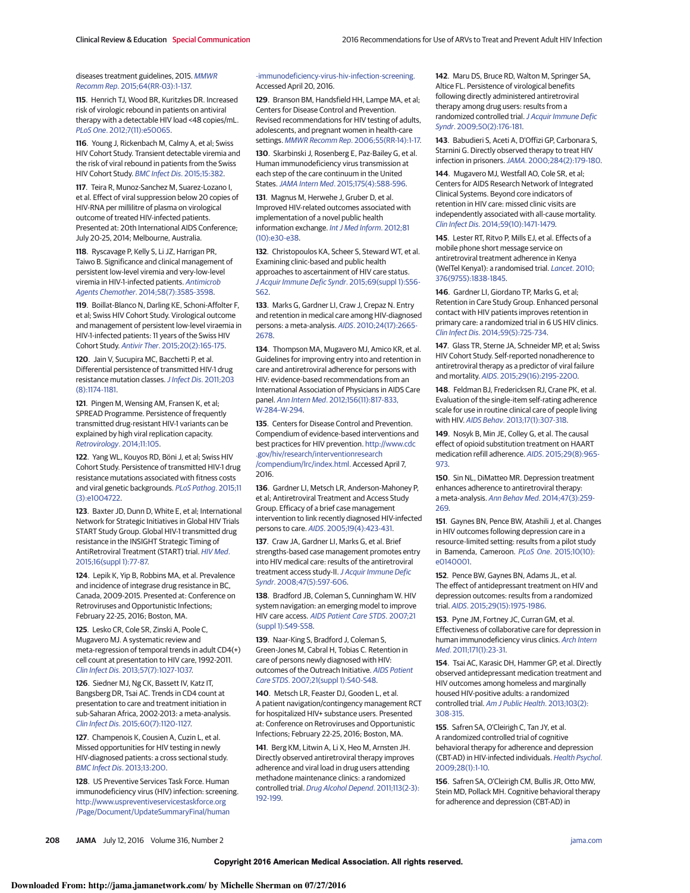diseases treatment guidelines, 2015. *MMWR Recomm Rep*. 2015;64(RR-03):1-137.

115. Henrich TJ, Wood BR, Kuritzkes DR. Increased risk of virologic rebound in patients on antiviral therapy with a detectable HIV load <48 copies/mL. *PLoS One*. 2012;7(11):e50065.

116. Young J, Rickenbach M, Calmy A, et al; Swiss HIV Cohort Study. Transient detectable viremia and the risk of viral rebound in patients from the Swiss HIV Cohort Study. *BMC Infect Dis*. 2015;15:382.

117. Teira R, Munoz-Sanchez M, Suarez-Lozano I, et al. Effect of viral suppression below 20 copies of HIV-RNA per millilitre of plasma on virological outcome of treated HIV-infected patients. Presented at: 20th International AIDS Conference; July 20-25, 2014; Melbourne, Australia.

118. Ryscavage P, Kelly S, Li JZ, Harrigan PR, Taiwo B. Significance and clinical management of persistent low-level viremia and very-low-level viremia in HIV-1-infected patients. *Antimicrob Agents Chemother*. 2014;58(7):3585-3598.

119. Boillat-Blanco N, Darling KE, Schoni-Affolter F, et al; Swiss HIV Cohort Study. Virological outcome and management of persistent low-level viraemia in HIV-1-infected patients: 11 years of the Swiss HIV Cohort Study. *Antivir Ther*. 2015;20(2):165-175.

120. Jain V, Sucupira MC, Bacchetti P, et al. Differential persistence of transmitted HIV-1 drug resistance mutation classes. *J Infect Dis*. 2011;203(8):1174-1181.

121. Pingen M, Wensing AM, Fransen K, et al; SPREAD Programme. Persistence of frequently transmitted drug-resistant HIV-1 variants can be explained by high viral replication capacity. *Retrovirology*. 2014;11:105.

122. Yang WL, Kouyos RD, Böni J, et al; Swiss HIV Cohort Study. Persistence of transmitted HIV-1 drug resistance mutations associated with fitness costs and viral genetic backgrounds. *PLoS Pathog*. 2015;11(3):e1004722.

123. Baxter JD, Dunn D, White E, et al; International Network for Strategic Initiatives in Global HIV Trials START Study Group. Global HIV-1 transmitted drug resistance in the INSIGHT Strategic Timing of AntiRetroviral Treatment (START) trial. *HIV Med*. 2015;16(suppl 1):77-87.

124. Lepik KJ, Yip B, Robbins MA, et al. Prevalence and incidence of integrase drug resistance in BC, Canada, 2009-2015. Presented at: Conference on Retroviruses and Opportunistic Infections; February 22-25, 2016; Boston, MA.

125. Lesko CR, Cole SR, Zinski A, Poole C, Mugavero MJ. A systematic review and meta-regression of temporal trends in adult CD4(+) cell count at presentation to HIV care, 1992-2011. *Clin Infect Dis*. 2013;57(7):1027-1037.

126. Siedner MJ, Ng CK, Bassett IV, Katz IT, Bangsberg DR, Tsai AC. Trends in CD4 count at presentation to care and treatment initiation in sub-Saharan Africa, 2002-2013: a meta-analysis. *Clin Infect Dis*. 2015;60(7):1120-1127.

127. Champenois K, Cousien A, Cuzin L, et al. Missed opportunities for HIV testing in newly HIV-diagnosed patients: a cross sectional study. *BMC Infect Dis*. 2013;13:200.

128. US Preventive Services Task Force. Human immunodeficiency virus (HIV) infection: screening. http://www.uspreventiveservicestaskforce.org/Page/Document/UpdateSummaryFinal/human-immunodeficiency-virus-hiv-infection-screening. Accessed April 20, 2016.

129. Branson BM, Handsfield HH, Lampe MA, et al; Centers for Disease Control and Prevention. Revised recommendations for HIV testing of adults, adolescents, and pregnant women in health-care settings. *MMWR Recomm Rep*. 2006;55(RR-14):1-17.

130. Skarbinski J, Rosenberg E, Paz-Bailey G, et al. Human immunodeficiency virus transmission at each step of the care continuum in the United States. *JAMA Intern Med*. 2015;175(4):588-596.

131. Magnus M, Herwehe J, Gruber D, et al. Improved HIV-related outcomes associated with implementation of a novel public health information exchange. *Int J Med Inform*. 2012;81(10):e30-e38.

132. Christopoulos KA, Scheer S, Steward WT, et al. Examining clinic-based and public health approaches to ascertainment of HIV care status. *J Acquir Immune Defic Syndr*. 2015;69(suppl 1):S56-S62.

133. Marks G, Gardner LI, Craw J, Crepaz N. Entry and retention in medical care among HIV-diagnosed persons: a meta-analysis. *AIDS*. 2010;24(17):2665-2678.

134. Thompson MA, Mugavero MJ, Amico KR, et al. Guidelines for improving entry into and retention in care and antiretroviral adherence for persons with HIV: evidence-based recommendations from an International Association of Physicians in AIDS Care panel. *Ann Intern Med*. 2012;156(11):817-833, W-284–W-294.

135. Centers for Disease Control and Prevention. Compendium of evidence-based interventions and best practices for HIV prevention. http://www.cdc.gov/hiv/research/interventionresearch/compendium/lrc/index.html. Accessed April 7, 2016.

136. Gardner LI, Metsch LR, Anderson-Mahoney P, et al; Antiretroviral Treatment and Access Study Group. Efficacy of a brief case management intervention to link recently diagnosed HIV-infected persons to care. *AIDS*. 2005;19(4):423-431.

137. Craw JA, Gardner LI, Marks G, et al. Brief strengths-based case management promotes entry into HIV medical care: results of the antiretroviral treatment access study-II. *J Acquir Immune Defic Syndr*. 2008;47(5):597-606.

138. Bradford JB, Coleman S, Cunningham W. HIV system navigation: an emerging model to improve HIV care access. *AIDS Patient Care STDS*. 2007;21(suppl 1):S49-S58.

139. Naar-King S, Bradford J, Coleman S, Green-Jones M, Cabral H, Tobias C. Retention in care of persons newly diagnosed with HIV: outcomes of the Outreach Initiative. *AIDS Patient Care STDS*. 2007;21(suppl 1):S40-S48.

140. Metsch LR, Feaster DJ, Gooden L, et al. A patient navigation/contingency management RCT for hospitalized HIV+ substance users. Presented at: Conference on Retroviruses and Opportunistic Infections; February 22-25, 2016; Boston, MA.

141. Berg KM, Litwin A, Li X, Heo M, Arnsten JH. Directly observed antiretroviral therapy improves adherence and viral load in drug users attending methadone maintenance clinics: a randomized controlled trial. *Drug Alcohol Depend*. 2011;113(2-3):192-199.

142. Maru DS, Bruce RD, Walton M, Springer SA, Altice FL. Persistence of virological benefits following directly administered antiretroviral therapy among drug users: results from a randomized controlled trial. *J Acquir Immune Defic Syndr*. 2009;50(2):176-181.

143. Babudieri S, Aceti A, D'Offizi GP, Carbonara S, Starnini G. Directly observed therapy to treat HIV infection in prisoners. *JAMA*. 2000;284(2):179-180.

144. Mugavero MJ, Westfall AO, Cole SR, et al; Centers for AIDS Research Network of Integrated Clinical Systems. Beyond core indicators of retention in HIV care: missed clinic visits are independently associated with all-cause mortality. *Clin Infect Dis*. 2014;59(10):1471-1479.

145. Lester RT, Ritvo P, Mills EJ, et al. Effects of a mobile phone short message service on antiretroviral treatment adherence in Kenya (WelTel Kenya1): a randomised trial. *Lancet*. 2010;376(9755):1838-1845.

146. Gardner LI, Giordano TP, Marks G, et al; Retention in Care Study Group. Enhanced personal contact with HIV patients improves retention in primary care: a randomized trial in 6 US HIV clinics. *Clin Infect Dis*. 2014;59(5):725-734.

147. Glass TR, Sterne JA, Schneider MP, et al; Swiss HIV Cohort Study. Self-reported nonadherence to antiretroviral therapy as a predictor of viral failure and mortality. *AIDS*. 2015;29(16):2195-2200.

148. Feldman BJ, Fredericksen RJ, Crane PK, et al. Evaluation of the single-item self-rating adherence scale for use in routine clinical care of people living with HIV. *AIDS Behav*. 2013;17(1):307-318.

149. Nosyk B, Min JE, Colley G, et al. The causal effect of opioid substitution treatment on HAART medication refill adherence. *AIDS*. 2015;29(8):965-973.

150. Sin NL, DiMatteo MR. Depression treatment enhances adherence to antiretroviral therapy: a meta-analysis. *Ann Behav Med*. 2014;47(3):259-269.

151. Gaynes BN, Pence BW, Atashili J, et al. Changes in HIV outcomes following depression care in a resource-limited setting: results from a pilot study in Bamenda, Cameroon. *PLoS One*. 2015;10(10):e0140001.

152. Pence BW, Gaynes BN, Adams JL, et al. The effect of antidepressant treatment on HIV and depression outcomes: results from a randomized trial. *AIDS*. 2015;29(15):1975-1986.

153. Pyne JM, Fortney JC, Curran GM, et al. Effectiveness of collaborative care for depression in human immunodeficiency virus clinics. *Arch Intern Med*. 2011;171(1):23-31.

154. Tsai AC, Karasic DH, Hammer GP, et al. Directly observed antidepressant medication treatment and HIV outcomes among homeless and marginally housed HIV-positive adults: a randomized controlled trial. *Am J Public Health*. 2013;103(2):308-315.

155. Safren SA, O'Cleirigh C, Tan JY, et al. A randomized controlled trial of cognitive behavioral therapy for adherence and depression (CBT-AD) in HIV-infected individuals. *Health Psychol*. 2009;28(1):1-10.

156. Safren SA, O'Cleirigh CM, Bullis JR, Otto MW, Stein MD, Pollack MH. Cognitive behavioral therapy for adherence and depression (CBT-AD) in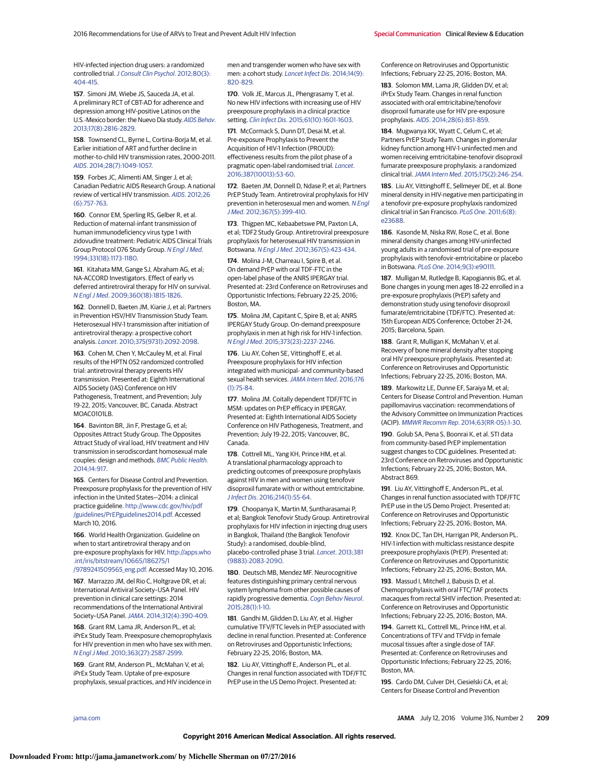HIV-infected injection drug users: a randomized controlled trial. *J Consult Clin Psychol*. 2012;80(3):404-415.

**157**. Simoni JM, Wiebe JS, Sauceda JA, et al. A preliminary RCT of CBT-AD for adherence and depression among HIV-positive Latinos on the U.S.-Mexico border: the Nuevo Día study. *AIDS Behav*. 2013;17(8):2816-2829.

**158**. Townsend CL, Byrne L, Cortina-Borja M, et al. Earlier initiation of ART and further decline in mother-to-child HIV transmission rates, 2000-2011. *AIDS*. 2014;28(7):1049-1057.

**159**. Forbes JC, Alimenti AM, Singer J, et al; Canadian Pediatric AIDS Research Group. A national review of vertical HIV transmission. *AIDS*. 2012;26(6):757-763.

**160**. Connor EM, Sperling RS, Gelber R, et al. Reduction of maternal-infant transmission of human immunodeficiency virus type 1 with zidovudine treatment: Pediatric AIDS Clinical Trials Group Protocol 076 Study Group. *N Engl J Med*. 1994;331(18):1173-1180.

**161**. Kitahata MM, Gange SJ, Abraham AG, et al; NA-ACCORD Investigators. Effect of early vs deferred antiretroviral therapy for HIV on survival. *N Engl J Med*. 2009;360(18):1815-1826.

**162**. Donnell D, Baeten JM, Kiarie J, et al; Partners in Prevention HSV/HIV Transmission Study Team. Heterosexual HIV-1 transmission after initiation of antiretroviral therapy: a prospective cohort analysis. *Lancet*. 2010;375(9731):2092-2098.

**163**. Cohen M, Chen Y, McCauley M, et al. Final results of the HPTN 052 randomized controlled trial: antiretroviral therapy prevents HIV transmission. Presented at: Eighth International AIDS Society (IAS) Conference on HIV Pathogenesis, Treatment, and Prevention; July 19-22, 2015; Vancouver, BC, Canada. Abstract MOAC0101LB.

**164**. Bavinton BR, Jin F, Prestage G, et al; Opposites Attract Study Group. The Opposites Attract Study of viral load, HIV treatment and HIV transmission in serodiscordant homosexual male couples: design and methods. *BMC Public Health*. 2014;14:917.

**165**. Centers for Disease Control and Prevention. Preexposure prophylaxis for the prevention of HIV infection in the United States—2014: a clinical practice guideline. http://www.cdc.gov/hiv/pdf/guidelines/PrEPguidelines2014.pdf. Accessed March 10, 2016.

**166**. World Health Organization. Guideline on when to start antiretroviral therapy and on pre-exposure prophylaxis for HIV. http://apps.who.int/iris/bitstream/10665/186275/1/9789241509565_eng.pdf. Accessed May 10, 2016.

**167**. Marrazzo JM, del Rio C, Holtgrave DR, et al; International Antiviral Society–USA Panel. HIV prevention in clinical care settings: 2014 recommendations of the International Antiviral Society–USA Panel. *JAMA*. 2014;312(4):390-409.

**168**. Grant RM, Lama JR, Anderson PL, et al; iPrEx Study Team. Preexposure chemoprophylaxis for HIV prevention in men who have sex with men. *N Engl J Med*. 2010;363(27):2587-2599.

**169**. Grant RM, Anderson PL, McMahan V, et al; iPrEx Study Team. Uptake of pre-exposure prophylaxis, sexual practices, and HIV incidence in men and transgender women who have sex with men: a cohort study. *Lancet Infect Dis*. 2014;14(9):820-829.

**170**. Volk JE, Marcus JL, Phengrasamy T, et al. No new HIV infections with increasing use of HIV preexposure prophylaxis in a clinical practice setting. *Clin Infect Dis*. 2015;61(10):1601-1603.

**171**. McCormack S, Dunn DT, Desai M, et al. Pre-exposure Prophylaxis to Prevent the Acquisition of HIV-1 Infection (PROUD): effectiveness results from the pilot phase of a pragmatic open-label randomised trial. *Lancet*. 2016;387(10013):53-60.

**172**. Baeten JM, Donnell D, Ndase P, et al; Partners PrEP Study Team. Antiretroviral prophylaxis for HIV prevention in heterosexual men and women. *N Engl J Med*. 2012;367(5):399-410.

**173**. Thigpen MC, Kebaabetswe PM, Paxton LA, et al; TDF2 Study Group. Antiretroviral preexposure prophylaxis for heterosexual HIV transmission in Botswana. *N Engl J Med*. 2012;367(5):423-434.

**174**. Molina J-M, Charreau I, Spire B, et al. On demand PrEP with oral TDF-FTC in the open-label phase of the ANRS IPERGAY trial. Presented at: 23rd Conference on Retroviruses and Opportunistic Infections; February 22-25, 2016; Boston, MA.

**175**. Molina JM, Capitant C, Spire B, et al; ANRS IPERGAY Study Group. On-demand preexposure prophylaxis in men at high risk for HIV-1 infection. *N Engl J Med*. 2015;373(23):2237-2246.

**176**. Liu AY, Cohen SE, Vittinghoff E, et al. Preexposure prophylaxis for HIV infection integrated with municipal- and community-based sexual health services. *JAMA Intern Med*. 2016;176(1):75-84.

**177**. Molina JM. Coitally dependent TDF/FTC in MSM: updates on PrEP efficacy in IPERGAY. Presented at: Eighth International AIDS Society Conference on HIV Pathogenesis, Treatment, and Prevention; July 19-22, 2015; Vancouver, BC, Canada.

**178**. Cottrell ML, Yang KH, Prince HM, et al. A translational pharmacology approach to predicting outcomes of preexposure prophylaxis against HIV in men and women using tenofovir disoproxil fumarate with or without emtricitabine. *J Infect Dis*. 2016;214(1):55-64.

**179**. Choopanya K, Martin M, Suntharasamai P, et al; Bangkok Tenofovir Study Group. Antiretroviral prophylaxis for HIV infection in injecting drug users in Bangkok, Thailand (the Bangkok Tenofovir Study): a randomised, double-blind, placebo-controlled phase 3 trial. *Lancet*. 2013;381(9883):2083-2090.

**180**. Deutsch MB, Mendez MF. Neurocognitive features distinguishing primary central nervous system lymphoma from other possible causes of rapidly progressive dementia. *Cogn Behav Neurol*. 2015;28(1):1-10.

**181**. Gandhi M, Glidden D, Liu AY, et al. Higher cumulative TFV/FTC levels in PrEP associated with decline in renal function. Presented at: Conference on Retroviruses and Opportunistic Infections; February 22-25, 2016; Boston, MA.

**182**. Liu AY, Vittinghoff E, Anderson PL, et al. Changes in renal function associated with TDF/FTC PrEP use in the US Demo Project. Presented at: Conference on Retroviruses and Opportunistic Infections; February 22-25, 2016; Boston, MA.

**183**. Solomon MM, Lama JR, Glidden DV, et al; iPrEx Study Team. Changes in renal function associated with oral emtricitabine/tenofovir disoproxil fumarate use for HIV pre-exposure prophylaxis. *AIDS*. 2014;28(6):851-859.

**184**. Mugwanya KK, Wyatt C, Celum C, et al; Partners PrEP Study Team. Changes in glomerular kidney function among HIV-1-uninfected men and women receiving emtricitabine-tenofovir disoproxil fumarate preexposure prophylaxis: a randomized clinical trial. *JAMA Intern Med*. 2015;175(2):246-254.

**185**. Liu AY, Vittinghoff E, Sellmeyer DE, et al. Bone mineral density in HIV-negative men participating in a tenofovir pre-exposure prophylaxis randomized clinical trial in San Francisco. *PLoS One*. 2011;6(8):e23688.

**186**. Kasonde M, Niska RW, Rose C, et al. Bone mineral density changes among HIV-uninfected young adults in a randomised trial of pre-exposure prophylaxis with tenofovir-emtricitabine or placebo in Botswana. *PLoS One*. 2014;9(3):e90111.

**187**. Mulligan M, Rutledge B, Kapogiannis BG, et al. Bone changes in young men ages 18-22 enrolled in a pre-exposure prophylaxis (PrEP) safety and demonstration study using tenofovir disoproxil fumarate/emtricitabine (TDF/FTC). Presented at: 15th European AIDS Conference; October 21-24, 2015; Barcelona, Spain.

**188**. Grant R, Mulligan K, McMahan V, et al. Recovery of bone mineral density after stopping oral HIV preexposure prophylaxis. Presented at: Conference on Retroviruses and Opportunistic Infections; February 22-25, 2016; Boston, MA.

**189**. Markowitz LE, Dunne EF, Saraiya M, et al; Centers for Disease Control and Prevention. Human papillomavirus vaccination: recommendations of the Advisory Committee on Immunization Practices (ACIP). *MMWR Recomm Rep*. 2014;63(RR-05):1-30.

**190**. Golub SA, Pena S, Boonrai K, et al. STI data from community-based PrEP implementation suggest changes to CDC guidelines. Presented at: 23rd Conference on Retroviruses and Opportunistic Infections; February 22-25, 2016; Boston, MA. Abstract 869.

**191**. Liu AY, Vittinghoff E, Anderson PL, et al. Changes in renal function associated with TDF/FTC PrEP use in the US Demo Project. Presented at: Conference on Retroviruses and Opportunistic Infections; February 22-25, 2016; Boston, MA.

**192**. Knox DC, Tan DH, Harrigan PR, Anderson PL. HIV-1 infection with multiclass resistance despite preexposure prophylaxis (PrEP). Presented at: Conference on Retroviruses and Opportunistic Infections; February 22-25, 2016; Boston, MA.

**193**. Massud I, Mitchell J, Babusis D, et al. Chemoprophylaxis with oral FTC/TAF protects macaques from rectal SHIV infection. Presented at: Conference on Retroviruses and Opportunistic Infections; February 22-25, 2016; Boston, MA.

**194**. Garrett KL, Cottrell ML, Prince HM, et al. Concentrations of TFV and TFVdp in female mucosal tissues after a single dose of TAF. Presented at: Conference on Retroviruses and Opportunistic Infections; February 22-25, 2016; Boston, MA.

**195**. Cardo DM, Culver DH, Ciesielski CA, et al; Centers for Disease Control and Prevention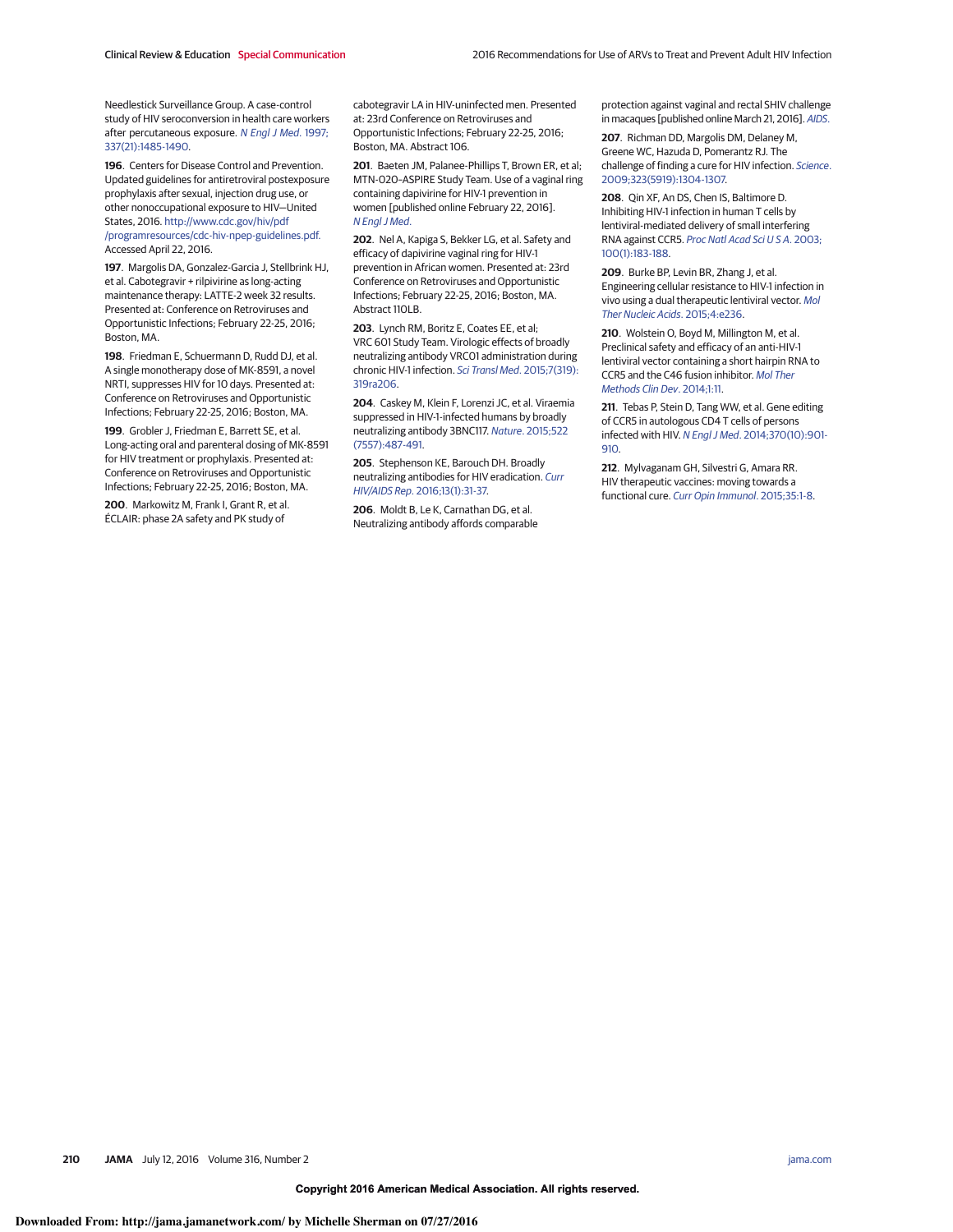Needlestick Surveillance Group. A case-control study of HIV seroconversion in health care workers after percutaneous exposure. *N Engl J Med*. 1997;337(21):1485-1490.

**196**. Centers for Disease Control and Prevention. Updated guidelines for antiretroviral postexposure prophylaxis after sexual, injection drug use, or other nonoccupational exposure to HIV—United States, 2016. http://www.cdc.gov/hiv/pdf/programresources/cdc-hiv-npep-guidelines.pdf. Accessed April 22, 2016.

**197**. Margolis DA, Gonzalez-Garcia J, Stellbrink HJ, et al. Cabotegravir + rilpivirine as long-acting maintenance therapy: LATTE-2 week 32 results. Presented at: Conference on Retroviruses and Opportunistic Infections; February 22-25, 2016; Boston, MA.

**198**. Friedman E, Schuermann D, Rudd DJ, et al. A single monotherapy dose of MK-8591, a novel NRTI, suppresses HIV for 10 days. Presented at: Conference on Retroviruses and Opportunistic Infections; February 22-25, 2016; Boston, MA.

**199**. Grobler J, Friedman E, Barrett SE, et al. Long-acting oral and parenteral dosing of MK-8591 for HIV treatment or prophylaxis. Presented at: Conference on Retroviruses and Opportunistic Infections; February 22-25, 2016; Boston, MA.

**200**. Markowitz M, Frank I, Grant R, et al. ÉCLAIR: phase 2A safety and PK study of cabotegravir LA in HIV-uninfected men. Presented at: 23rd Conference on Retroviruses and Opportunistic Infections; February 22-25, 2016; Boston, MA. Abstract 106.

**201**. Baeten JM, Palanee-Phillips T, Brown ER, et al; MTN-020–ASPIRE Study Team. Use of a vaginal ring containing dapivirine for HIV-1 prevention in women [published online February 22, 2016]. *N Engl J Med*.

**202**. Nel A, Kapiga S, Bekker LG, et al. Safety and efficacy of dapivirine vaginal ring for HIV-1 prevention in African women. Presented at: 23rd Conference on Retroviruses and Opportunistic Infections; February 22-25, 2016; Boston, MA. Abstract 110LB.

**203**. Lynch RM, Boritz E, Coates EE, et al; VRC 601 Study Team. Virologic effects of broadly neutralizing antibody VRC01 administration during chronic HIV-1 infection. *Sci Transl Med*. 2015;7(319):319ra206.

**204**. Caskey M, Klein F, Lorenzi JC, et al. Viraemia suppressed in HIV-1-infected humans by broadly neutralizing antibody 3BNC117. *Nature*. 2015;522(7557):487-491.

**205**. Stephenson KE, Barouch DH. Broadly neutralizing antibodies for HIV eradication. *Curr HIV/AIDS Rep*. 2016;13(1):31-37.

**206**. Moldt B, Le K, Carnathan DG, et al. Neutralizing antibody affords comparable protection against vaginal and rectal SHIV challenge in macaques [published online March 21, 2016]. *AIDS*.

**207**. Richman DD, Margolis DM, Delaney M, Greene WC, Hazuda D, Pomerantz RJ. The challenge of finding a cure for HIV infection. *Science*. 2009;323(5919):1304-1307.

**208**. Qin XF, An DS, Chen IS, Baltimore D. Inhibiting HIV-1 infection in human T cells by lentiviral-mediated delivery of small interfering RNA against CCR5. *Proc Natl Acad Sci U S A*. 2003;100(1):183-188.

**209**. Burke BP, Levin BR, Zhang J, et al. Engineering cellular resistance to HIV-1 infection in vivo using a dual therapeutic lentiviral vector. *Mol Ther Nucleic Acids*. 2015;4:e236.

**210**. Wolstein O, Boyd M, Millington M, et al. Preclinical safety and efficacy of an anti-HIV-1 lentiviral vector containing a short hairpin RNA to CCR5 and the C46 fusion inhibitor. *Mol Ther Methods Clin Dev*. 2014;1:11.

**211**. Tebas P, Stein D, Tang WW, et al. Gene editing of CCR5 in autologous CD4 T cells of persons infected with HIV. *N Engl J Med*. 2014;370(10):901-910.

**212**. Mylvaganam GH, Silvestri G, Amara RR. HIV therapeutic vaccines: moving towards a functional cure. *Curr Opin Immunol*. 2015;35:1-8.